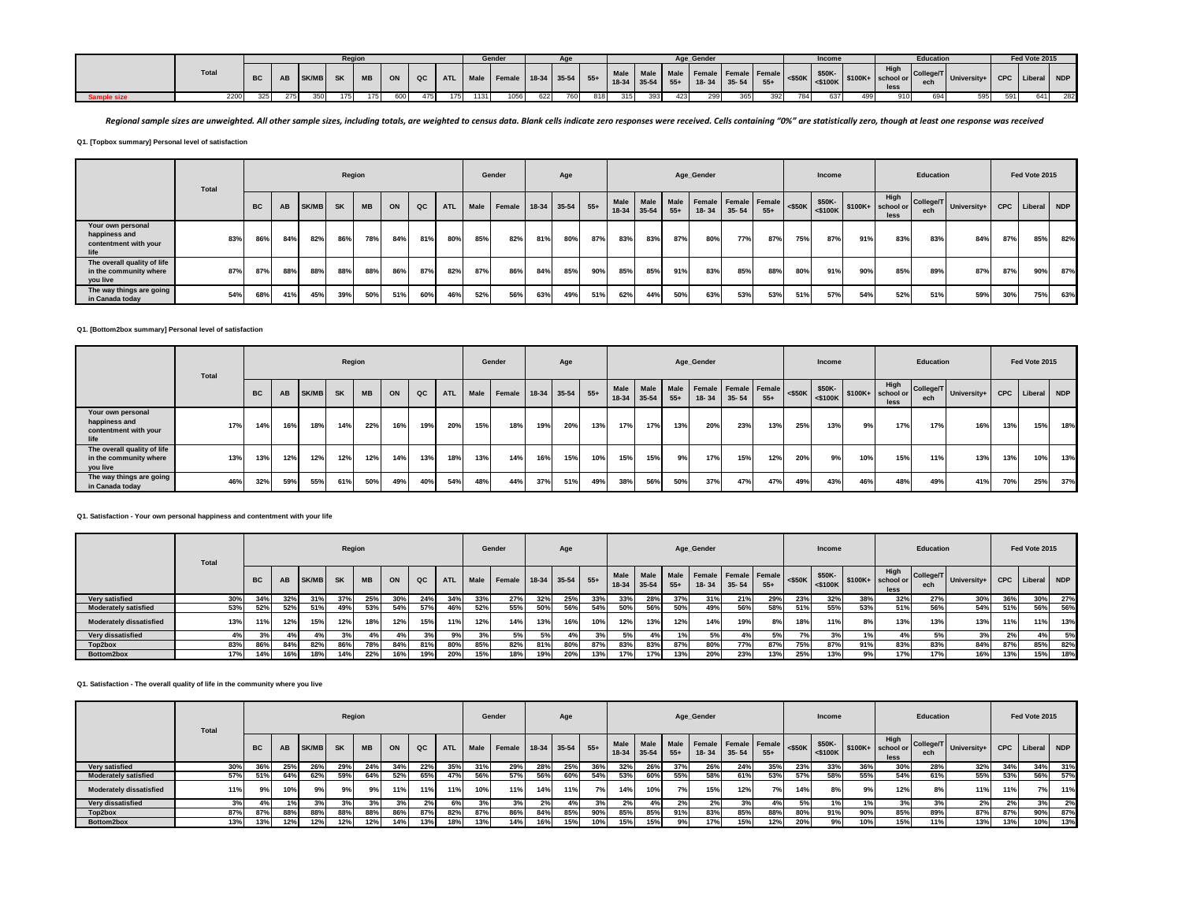| | Total | Region | | | | | | | | Gender | | Age | | | Age_Gender | | | | | | Income | | | Education | | | Fed Vote 2015 | | |
|---|---|---|---|---|---|---|---|---|---|---|---|---|---|---|---|---|---|---|---|---|---|---|---|---|---|---|---|---|---|
| | | BC | AB | SK/MB | SK | MB | ON | QC | ATL | Male | Female | 18-34 | 35-54 | 55+ | Male 18-34 | Male 35-54 | Male 55+ | Female 18- 34 | Female 35- 54 | Female 55+ | <$50K | $50K-<$100K | $100K+ | High school or less | College/Tech | University+ | CPC | Liberal | NDP |
| Sample size | 2200 | 325 | 275 | 350 | 175 | 175 | 600 | 475 | 175 | 1131 | 1056 | 622 | 760 | 818 | 315 | 393 | 423 | 299 | 365 | 392 | 784 | 637 | 499 | 910 | 694 | 595 | 591 | 641 | 282 |

*Regional sample sizes are unweighted. All other sample sizes, including totals, are weighted to census data. Blank cells indicate zero responses were received. Cells containing "0%" are statistically zero, though at least one response was received*

**Q1. [Topbox summary] Personal level of satisfaction**

| | Total | Region | | | | | | | | Gender | | Age | | | Age_Gender | | | | | | Income | | | Education | | | Fed Vote 2015 | | |
|---|---|---|---|---|---|---|---|---|---|---|---|---|---|---|---|---|---|---|---|---|---|---|---|---|---|---|---|---|---|
| | | BC | AB | SK/MB | SK | MB | ON | QC | ATL | Male | Female | 18-34 | 35-54 | 55+ | Male 18-34 | Male 35-54 | Male 55+ | Female 18- 34 | Female 35- 54 | Female 55+ | <$50K | $50K-<$100K | $100K+ | High school or less | College/Tech | University+ | CPC | Liberal | NDP |
| Your own personal happiness and contentment with your life | 83% | 86% | 84% | 82% | 86% | 78% | 84% | 81% | 80% | 85% | 82% | 81% | 80% | 87% | 83% | 83% | 87% | 80% | 77% | 87% | 75% | 87% | 91% | 83% | 83% | 84% | 87% | 85% | 82% |
| The overall quality of life in the community where you live | 87% | 87% | 88% | 88% | 88% | 88% | 86% | 87% | 82% | 87% | 86% | 84% | 85% | 90% | 85% | 85% | 91% | 83% | 85% | 88% | 80% | 91% | 90% | 85% | 89% | 87% | 87% | 90% | 87% |
| The way things are going in Canada today | 54% | 68% | 41% | 45% | 39% | 50% | 51% | 60% | 46% | 52% | 56% | 63% | 49% | 51% | 62% | 44% | 50% | 63% | 53% | 53% | 51% | 57% | 54% | 52% | 51% | 59% | 30% | 75% | 63% |

**Q1. [Bottom2box summary] Personal level of satisfaction**

| | Total | Region | | | | | | | | Gender | | Age | | | Age_Gender | | | | | | Income | | | Education | | | Fed Vote 2015 | | |
|---|---|---|---|---|---|---|---|---|---|---|---|---|---|---|---|---|---|---|---|---|---|---|---|---|---|---|---|---|---|
| | | BC | AB | SK/MB | SK | MB | ON | QC | ATL | Male | Female | 18-34 | 35-54 | 55+ | Male 18-34 | Male 35-54 | Male 55+ | Female 18- 34 | Female 35- 54 | Female 55+ | <$50K | $50K-<$100K | $100K+ | High school or less | College/Tech | University+ | CPC | Liberal | NDP |
| Your own personal happiness and contentment with your life | 17% | 14% | 16% | 18% | 14% | 22% | 16% | 19% | 20% | 15% | 18% | 19% | 20% | 13% | 17% | 17% | 13% | 20% | 23% | 13% | 25% | 13% | 9% | 17% | 17% | 16% | 13% | 15% | 18% |
| The overall quality of life in the community where you live | 13% | 13% | 12% | 12% | 12% | 12% | 14% | 13% | 18% | 13% | 14% | 16% | 15% | 10% | 15% | 15% | 9% | 17% | 15% | 12% | 20% | 9% | 10% | 15% | 11% | 13% | 13% | 10% | 13% |
| The way things are going in Canada today | 46% | 32% | 59% | 55% | 61% | 50% | 49% | 40% | 54% | 48% | 44% | 37% | 51% | 49% | 38% | 56% | 50% | 37% | 47% | 47% | 49% | 43% | 46% | 48% | 49% | 41% | 70% | 25% | 37% |

**Q1. Satisfaction - Your own personal happiness and contentment with your life**

| | Total | Region | | | | | | | | Gender | | Age | | | Age_Gender | | | | | | Income | | | Education | | | Fed Vote 2015 | | |
|---|---|---|---|---|---|---|---|---|---|---|---|---|---|---|---|---|---|---|---|---|---|---|---|---|---|---|---|---|---|
| | | BC | AB | SK/MB | SK | MB | ON | QC | ATL | Male | Female | 18-34 | 35-54 | 55+ | Male 18-34 | Male 35-54 | Male 55+ | Female 18- 34 | Female 35- 54 | Female 55+ | <$50K | $50K-<$100K | $100K+ | High school or less | College/Tech | University+ | CPC | Liberal | NDP |
| Very satisfied | 30% | 34% | 32% | 31% | 37% | 25% | 30% | 24% | 34% | 33% | 27% | 32% | 25% | 33% | 33% | 28% | 37% | 31% | 21% | 29% | 23% | 32% | 38% | 32% | 27% | 30% | 36% | 30% | 27% |
| Moderately satisfied | 53% | 52% | 52% | 51% | 49% | 53% | 54% | 57% | 46% | 52% | 55% | 50% | 56% | 54% | 50% | 56% | 50% | 49% | 56% | 58% | 51% | 55% | 53% | 51% | 56% | 54% | 51% | 56% | 56% |
| Moderately dissatisfied | 13% | 11% | 12% | 15% | 12% | 18% | 12% | 15% | 11% | 12% | 14% | 13% | 16% | 10% | 12% | 13% | 12% | 14% | 19% | 8% | 18% | 11% | 8% | 13% | 13% | 13% | 11% | 11% | 13% |
| Very dissatisfied | 4% | 3% | 4% | 4% | 3% | 4% | 4% | 3% | 9% | 3% | 5% | 5% | 4% | 3% | 5% | 4% | 1% | 5% | 4% | 5% | 7% | 3% | 1% | 4% | 5% | 3% | 2% | 4% | 5% |
| Top2box | 83% | 86% | 84% | 82% | 86% | 78% | 84% | 81% | 80% | 85% | 82% | 81% | 80% | 87% | 83% | 83% | 87% | 80% | 77% | 87% | 75% | 87% | 91% | 83% | 83% | 84% | 87% | 85% | 82% |
| Bottom2box | 17% | 14% | 16% | 18% | 14% | 22% | 16% | 19% | 20% | 15% | 18% | 19% | 20% | 13% | 17% | 17% | 13% | 20% | 23% | 13% | 25% | 13% | 9% | 17% | 17% | 16% | 13% | 15% | 18% |

**Q1. Satisfaction - The overall quality of life in the community where you live**

| | Total | Region | | | | | | | | Gender | | Age | | | Age_Gender | | | | | | Income | | | Education | | | Fed Vote 2015 | | |
|---|---|---|---|---|---|---|---|---|---|---|---|---|---|---|---|---|---|---|---|---|---|---|---|---|---|---|---|---|---|
| | | BC | AB | SK/MB | SK | MB | ON | QC | ATL | Male | Female | 18-34 | 35-54 | 55+ | Male 18-34 | Male 35-54 | Male 55+ | Female 18- 34 | Female 35- 54 | Female 55+ | <$50K | $50K-<$100K | $100K+ | High school or less | College/Tech | University+ | CPC | Liberal | NDP |
| Very satisfied | 30% | 36% | 25% | 26% | 29% | 24% | 34% | 22% | 35% | 31% | 29% | 28% | 25% | 36% | 32% | 26% | 37% | 26% | 24% | 35% | 23% | 33% | 36% | 30% | 28% | 32% | 34% | 34% | 31% |
| Moderately satisfied | 57% | 51% | 64% | 62% | 59% | 64% | 52% | 65% | 47% | 56% | 57% | 56% | 60% | 54% | 53% | 60% | 55% | 58% | 61% | 53% | 57% | 58% | 55% | 54% | 61% | 55% | 53% | 56% | 57% |
| Moderately dissatisfied | 11% | 9% | 10% | 9% | 9% | 9% | 11% | 11% | 11% | 10% | 11% | 14% | 11% | 7% | 14% | 10% | 7% | 15% | 12% | 7% | 14% | 8% | 9% | 12% | 8% | 11% | 11% | 7% | 11% |
| Very dissatisfied | 3% | 4% | 1% | 3% | 3% | 3% | 3% | 2% | 6% | 3% | 3% | 2% | 4% | 3% | 2% | 4% | 2% | 2% | 3% | 4% | 5% | 1% | 1% | 3% | 3% | 2% | 2% | 3% | 2% |
| Top2box | 87% | 87% | 88% | 88% | 88% | 88% | 86% | 87% | 82% | 87% | 86% | 84% | 85% | 90% | 85% | 85% | 91% | 83% | 85% | 88% | 80% | 91% | 90% | 85% | 89% | 87% | 87% | 90% | 87% |
| Bottom2box | 13% | 13% | 12% | 12% | 12% | 12% | 14% | 13% | 18% | 13% | 14% | 16% | 15% | 10% | 15% | 15% | 9% | 17% | 15% | 12% | 20% | 9% | 10% | 15% | 11% | 13% | 13% | 10% | 13% |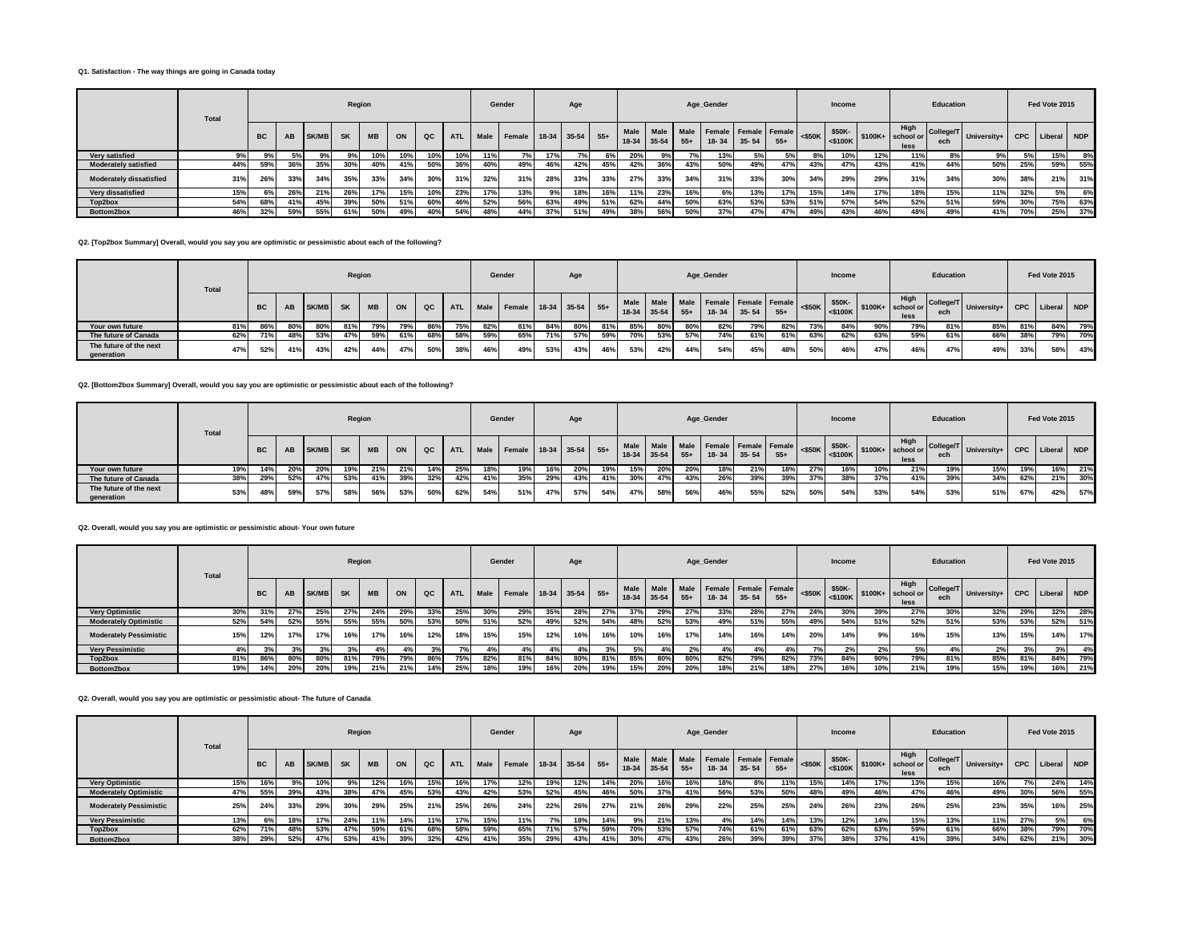**Q1. Satisfaction - The way things are going in Canada today**

| | Total | Region | | | | | | | | Gender | | Age | | | Age_Gender | | | | | | Income | | | Education | | | Fed Vote 2015 | | |
|---|---|---|---|---|---|---|---|---|---|---|---|---|---|---|---|---|---|---|---|---|---|---|---|---|---|---|---|---|---|
| | | BC | AB | SK/MB | SK | MB | ON | QC | ATL | Male | Female | 18-34 | 35-54 | 55+ | Male 18-34 | Male 35-54 | Male 55+ | Female 18- 34 | Female 35- 54 | Female 55+ | <$50K | $50K-<$100K | $100K+ | High school or less | College/Tech | University+ | CPC | Liberal | NDP |
| Very satisfied | 9% | 9% | 5% | 9% | 9% | 10% | 10% | 10% | 10% | 11% | 7% | 17% | 7% | 6% | 20% | 9% | 7% | 13% | 5% | 5% | 8% | 10% | 12% | 11% | 8% | 9% | 5% | 15% | 8% |
| Moderately satisfied | 44% | 59% | 36% | 35% | 30% | 40% | 41% | 50% | 36% | 40% | 49% | 46% | 42% | 45% | 42% | 36% | 43% | 50% | 49% | 47% | 43% | 47% | 43% | 41% | 44% | 50% | 25% | 59% | 55% |
| Moderately dissatisfied | 31% | 26% | 33% | 34% | 35% | 33% | 34% | 30% | 31% | 32% | 31% | 28% | 33% | 33% | 27% | 33% | 34% | 31% | 33% | 30% | 34% | 29% | 29% | 31% | 34% | 30% | 38% | 21% | 31% |
| Very dissatisfied | 15% | 6% | 26% | 21% | 26% | 17% | 15% | 10% | 23% | 17% | 13% | 9% | 18% | 16% | 11% | 23% | 16% | 6% | 13% | 17% | 15% | 14% | 17% | 18% | 15% | 11% | 32% | 5% | 6% |
| Top2box | 54% | 68% | 41% | 45% | 39% | 50% | 51% | 60% | 46% | 52% | 56% | 63% | 49% | 51% | 62% | 44% | 50% | 63% | 53% | 53% | 51% | 57% | 54% | 52% | 51% | 59% | 30% | 75% | 63% |
| Bottom2box | 46% | 32% | 59% | 55% | 61% | 50% | 49% | 40% | 54% | 48% | 44% | 37% | 51% | 49% | 38% | 56% | 50% | 37% | 47% | 47% | 49% | 43% | 46% | 48% | 49% | 41% | 70% | 25% | 37% |

**Q2. [Top2box Summary] Overall, would you say you are optimistic or pessimistic about each of the following?**

| | Total | Region | | | | | | | | Gender | | Age | | | Age_Gender | | | | | | Income | | | Education | | | Fed Vote 2015 | | |
|---|---|---|---|---|---|---|---|---|---|---|---|---|---|---|---|---|---|---|---|---|---|---|---|---|---|---|---|---|---|
| | | BC | AB | SK/MB | SK | MB | ON | QC | ATL | Male | Female | 18-34 | 35-54 | 55+ | Male 18-34 | Male 35-54 | Male 55+ | Female 18- 34 | Female 35- 54 | Female 55+ | <$50K | $50K-<$100K | $100K+ | High school or less | College/Tech | University+ | CPC | Liberal | NDP |
| Your own future | 81% | 86% | 80% | 80% | 81% | 79% | 79% | 86% | 75% | 82% | 81% | 84% | 80% | 81% | 85% | 80% | 80% | 82% | 79% | 82% | 73% | 84% | 90% | 79% | 81% | 85% | 81% | 84% | 79% |
| The future of Canada | 62% | 71% | 48% | 53% | 47% | 59% | 61% | 68% | 58% | 59% | 65% | 71% | 57% | 59% | 70% | 53% | 57% | 74% | 61% | 61% | 63% | 62% | 63% | 59% | 61% | 66% | 38% | 79% | 70% |
| The future of the next generation | 47% | 52% | 41% | 43% | 42% | 44% | 47% | 50% | 38% | 46% | 49% | 53% | 43% | 46% | 53% | 42% | 44% | 54% | 45% | 48% | 50% | 46% | 47% | 46% | 47% | 49% | 33% | 58% | 43% |

**Q2. [Bottom2box Summary] Overall, would you say you are optimistic or pessimistic about each of the following?**

| | Total | Region | | | | | | | | Gender | | Age | | | Age_Gender | | | | | | Income | | | Education | | | Fed Vote 2015 | | |
|---|---|---|---|---|---|---|---|---|---|---|---|---|---|---|---|---|---|---|---|---|---|---|---|---|---|---|---|---|---|
| | | BC | AB | SK/MB | SK | MB | ON | QC | ATL | Male | Female | 18-34 | 35-54 | 55+ | Male 18-34 | Male 35-54 | Male 55+ | Female 18- 34 | Female 35- 54 | Female 55+ | <$50K | $50K-<$100K | $100K+ | High school or less | College/Tech | University+ | CPC | Liberal | NDP |
| Your own future | 19% | 14% | 20% | 20% | 19% | 21% | 21% | 14% | 25% | 18% | 19% | 16% | 20% | 19% | 15% | 20% | 20% | 18% | 21% | 18% | 27% | 16% | 10% | 21% | 19% | 15% | 19% | 16% | 21% |
| The future of Canada | 38% | 29% | 52% | 47% | 53% | 41% | 39% | 32% | 42% | 41% | 35% | 29% | 43% | 41% | 30% | 47% | 43% | 26% | 39% | 39% | 37% | 38% | 37% | 41% | 39% | 34% | 62% | 21% | 30% |
| The future of the next generation | 53% | 48% | 59% | 57% | 58% | 56% | 53% | 50% | 62% | 54% | 51% | 47% | 57% | 54% | 47% | 58% | 56% | 46% | 55% | 52% | 50% | 54% | 53% | 54% | 53% | 51% | 67% | 42% | 57% |

**Q2. Overall, would you say you are optimistic or pessimistic about- Your own future**

| | Total | Region | | | | | | | | Gender | | Age | | | Age_Gender | | | | | | Income | | | Education | | | Fed Vote 2015 | | |
|---|---|---|---|---|---|---|---|---|---|---|---|---|---|---|---|---|---|---|---|---|---|---|---|---|---|---|---|---|---|
| | | BC | AB | SK/MB | SK | MB | ON | QC | ATL | Male | Female | 18-34 | 35-54 | 55+ | Male 18-34 | Male 35-54 | Male 55+ | Female 18- 34 | Female 35- 54 | Female 55+ | <$50K | $50K-<$100K | $100K+ | High school or less | College/Tech | University+ | CPC | Liberal | NDP |
| Very Optimistic | 30% | 31% | 27% | 25% | 27% | 24% | 29% | 33% | 25% | 30% | 29% | 35% | 28% | 27% | 37% | 29% | 27% | 33% | 28% | 27% | 24% | 30% | 39% | 27% | 30% | 32% | 29% | 32% | 28% |
| Moderately Optimistic | 52% | 54% | 52% | 55% | 55% | 55% | 50% | 53% | 50% | 51% | 52% | 49% | 52% | 54% | 48% | 52% | 53% | 49% | 51% | 55% | 49% | 54% | 51% | 52% | 51% | 53% | 53% | 52% | 51% |
| Moderately Pessimistic | 15% | 12% | 17% | 17% | 16% | 17% | 16% | 12% | 18% | 15% | 15% | 12% | 16% | 16% | 10% | 16% | 17% | 14% | 16% | 14% | 20% | 14% | 9% | 16% | 15% | 13% | 15% | 14% | 17% |
| Very Pessimistic | 4% | 3% | 3% | 3% | 3% | 4% | 4% | 3% | 7% | 4% | 4% | 4% | 4% | 3% | 5% | 4% | 2% | 4% | 4% | 4% | 7% | 2% | 2% | 5% | 4% | 2% | 3% | 3% | 4% |
| Top2box | 81% | 86% | 80% | 80% | 81% | 79% | 79% | 86% | 75% | 82% | 81% | 84% | 80% | 81% | 85% | 80% | 80% | 82% | 79% | 82% | 73% | 84% | 90% | 79% | 81% | 85% | 81% | 84% | 79% |
| Bottom2box | 19% | 14% | 20% | 20% | 19% | 21% | 21% | 14% | 25% | 18% | 19% | 16% | 20% | 19% | 15% | 20% | 20% | 18% | 21% | 18% | 27% | 16% | 10% | 21% | 19% | 15% | 19% | 16% | 21% |

**Q2. Overall, would you say you are optimistic or pessimistic about- The future of Canada**

| | Total | Region | | | | | | | | Gender | | Age | | | Age_Gender | | | | | | Income | | | Education | | | Fed Vote 2015 | | |
|---|---|---|---|---|---|---|---|---|---|---|---|---|---|---|---|---|---|---|---|---|---|---|---|---|---|---|---|---|---|
| | | BC | AB | SK/MB | SK | MB | ON | QC | ATL | Male | Female | 18-34 | 35-54 | 55+ | Male 18-34 | Male 35-54 | Male 55+ | Female 18- 34 | Female 35- 54 | Female 55+ | <$50K | $50K-<$100K | $100K+ | High school or less | College/Tech | University+ | CPC | Liberal | NDP |
| Very Optimistic | 15% | 16% | 9% | 10% | 9% | 12% | 16% | 15% | 16% | 17% | 12% | 19% | 12% | 14% | 20% | 16% | 16% | 18% | 8% | 11% | 15% | 14% | 17% | 13% | 15% | 16% | 7% | 24% | 14% |
| Moderately Optimistic | 47% | 55% | 39% | 43% | 38% | 47% | 45% | 53% | 43% | 42% | 53% | 52% | 45% | 46% | 50% | 37% | 41% | 56% | 53% | 50% | 48% | 49% | 46% | 47% | 46% | 49% | 30% | 56% | 55% |
| Moderately Pessimistic | 25% | 24% | 33% | 29% | 30% | 29% | 25% | 21% | 25% | 26% | 24% | 22% | 26% | 27% | 21% | 26% | 29% | 22% | 25% | 25% | 24% | 26% | 23% | 26% | 25% | 23% | 35% | 16% | 25% |
| Very Pessimistic | 13% | 6% | 18% | 17% | 24% | 11% | 14% | 11% | 17% | 15% | 11% | 7% | 18% | 14% | 9% | 21% | 13% | 4% | 14% | 14% | 13% | 12% | 14% | 15% | 13% | 11% | 27% | 5% | 6% |
| Top2box | 62% | 71% | 48% | 53% | 47% | 59% | 61% | 68% | 58% | 59% | 65% | 71% | 57% | 59% | 70% | 53% | 57% | 74% | 61% | 61% | 63% | 62% | 63% | 59% | 61% | 66% | 38% | 79% | 70% |
| Bottom2box | 38% | 29% | 52% | 47% | 53% | 41% | 39% | 32% | 42% | 41% | 35% | 29% | 43% | 41% | 30% | 47% | 43% | 26% | 39% | 39% | 37% | 38% | 37% | 41% | 39% | 34% | 62% | 21% | 30% |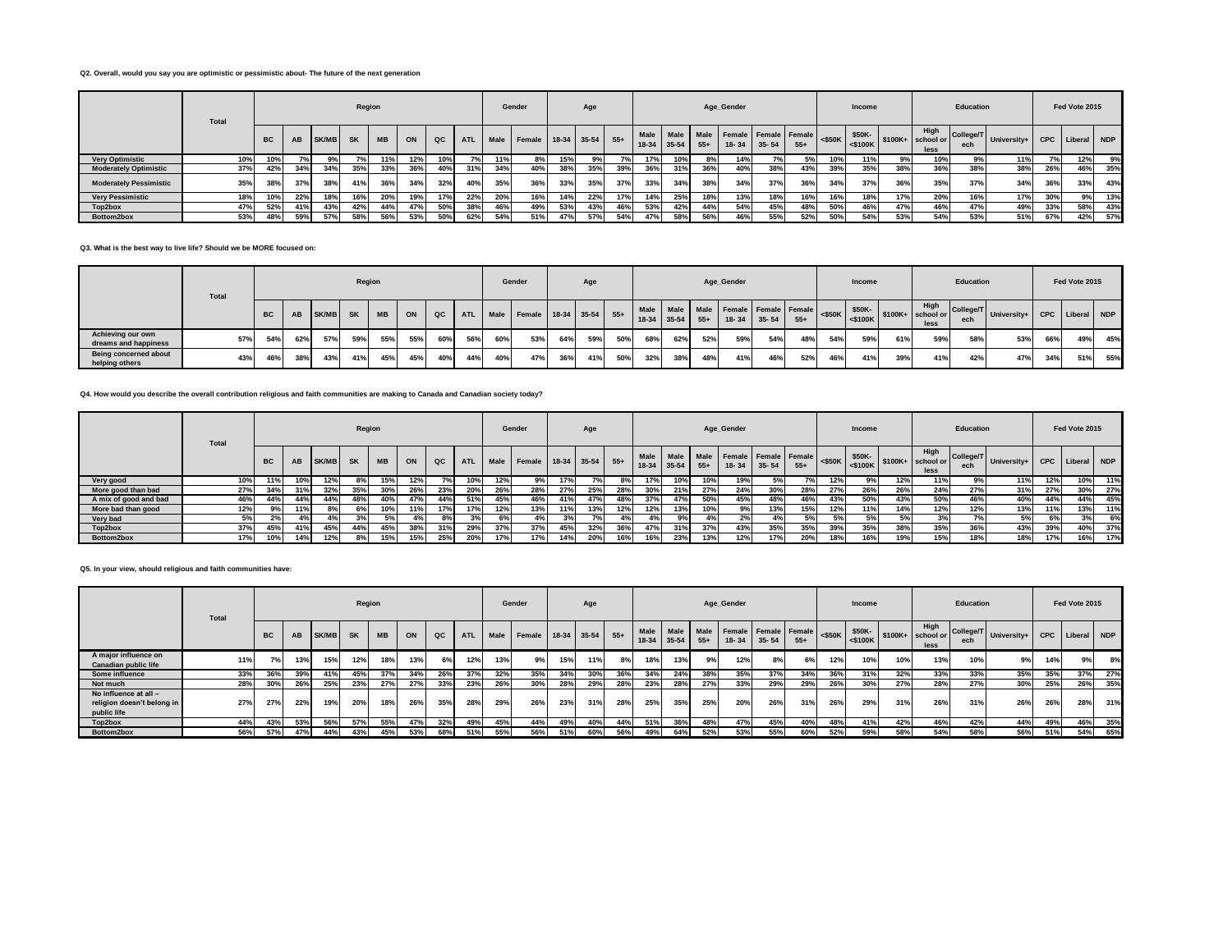**Q2. Overall, would you say you are optimistic or pessimistic about- The future of the next generation**

| | Total | Region | | | | | | | | Gender | | Age | | | Age_Gender | | | | | | Income | | | Education | | | Fed Vote 2015 | | |
|---|---|---|---|---|---|---|---|---|---|---|---|---|---|---|---|---|---|---|---|---|---|---|---|---|---|---|---|---|---|
| | | BC | AB | SK/MB | SK | MB | ON | QC | ATL | Male | Female | 18-34 | 35-54 | 55+ | Male 18-34 | Male 35-54 | Male 55+ | Female 18- 34 | Female 35- 54 | Female 55+ | <$50K | $50K-<$100K | $100K+ | High school or less | College/Tech | University+ | CPC | Liberal | NDP |
| Very Optimistic | 10% | 10% | 7% | 9% | 7% | 11% | 12% | 10% | 7% | 11% | 8% | 15% | 9% | 7% | 17% | 10% | 8% | 14% | 7% | 5% | 10% | 11% | 9% | 10% | 9% | 11% | 7% | 12% | 9% |
| Moderately Optimistic | 37% | 42% | 34% | 34% | 35% | 33% | 36% | 40% | 31% | 34% | 40% | 38% | 35% | 39% | 36% | 31% | 36% | 40% | 38% | 43% | 39% | 35% | 38% | 36% | 38% | 38% | 26% | 46% | 35% |
| Moderately Pessimistic | 35% | 38% | 37% | 38% | 41% | 36% | 34% | 32% | 40% | 35% | 36% | 33% | 35% | 37% | 33% | 34% | 38% | 34% | 37% | 36% | 34% | 37% | 36% | 35% | 37% | 34% | 36% | 33% | 43% |
| Very Pessimistic | 18% | 10% | 22% | 18% | 16% | 20% | 19% | 17% | 22% | 20% | 16% | 14% | 22% | 17% | 14% | 25% | 18% | 13% | 18% | 16% | 16% | 18% | 17% | 20% | 16% | 17% | 30% | 9% | 13% |
| Top2box | 47% | 52% | 41% | 43% | 42% | 44% | 47% | 50% | 38% | 46% | 49% | 53% | 43% | 46% | 53% | 42% | 44% | 54% | 45% | 48% | 50% | 46% | 47% | 46% | 47% | 49% | 33% | 58% | 43% |
| Bottom2box | 53% | 48% | 59% | 57% | 58% | 56% | 53% | 50% | 62% | 54% | 51% | 47% | 57% | 54% | 47% | 58% | 56% | 46% | 55% | 52% | 50% | 54% | 53% | 54% | 53% | 51% | 67% | 42% | 57% |

**Q3. What is the best way to live life? Should we be MORE focused on:**

| | Total | Region | | | | | | | | Gender | | Age | | | Age_Gender | | | | | | Income | | | Education | | | Fed Vote 2015 | | |
|---|---|---|---|---|---|---|---|---|---|---|---|---|---|---|---|---|---|---|---|---|---|---|---|---|---|---|---|---|---|
| | | BC | AB | SK/MB | SK | MB | ON | QC | ATL | Male | Female | 18-34 | 35-54 | 55+ | Male 18-34 | Male 35-54 | Male 55+ | Female 18- 34 | Female 35- 54 | Female 55+ | <$50K | $50K-<$100K | $100K+ | High school or less | College/Tech | University+ | CPC | Liberal | NDP |
| Achieving our own dreams and happiness | 57% | 54% | 62% | 57% | 59% | 55% | 55% | 60% | 56% | 60% | 53% | 64% | 59% | 50% | 68% | 62% | 52% | 59% | 54% | 48% | 54% | 59% | 61% | 59% | 58% | 53% | 66% | 49% | 45% |
| Being concerned about helping others | 43% | 46% | 38% | 43% | 41% | 45% | 45% | 40% | 44% | 40% | 47% | 36% | 41% | 50% | 32% | 38% | 48% | 41% | 46% | 52% | 46% | 41% | 39% | 41% | 42% | 47% | 34% | 51% | 55% |

**Q4. How would you describe the overall contribution religious and faith communities are making to Canada and Canadian society today?**

| | Total | Region | | | | | | | | Gender | | Age | | | Age_Gender | | | | | | Income | | | Education | | | Fed Vote 2015 | | |
|---|---|---|---|---|---|---|---|---|---|---|---|---|---|---|---|---|---|---|---|---|---|---|---|---|---|---|---|---|---|
| | | BC | AB | SK/MB | SK | MB | ON | QC | ATL | Male | Female | 18-34 | 35-54 | 55+ | Male 18-34 | Male 35-54 | Male 55+ | Female 18- 34 | Female 35- 54 | Female 55+ | <$50K | $50K-<$100K | $100K+ | High school or less | College/Tech | University+ | CPC | Liberal | NDP |
| Very good | 10% | 11% | 10% | 12% | 8% | 15% | 12% | 7% | 10% | 12% | 9% | 17% | 7% | 8% | 17% | 10% | 10% | 19% | 5% | 7% | 12% | 9% | 12% | 11% | 9% | 11% | 12% | 10% | 11% |
| More good than bad | 27% | 34% | 31% | 32% | 35% | 30% | 26% | 23% | 20% | 26% | 28% | 27% | 25% | 28% | 30% | 21% | 27% | 24% | 30% | 28% | 27% | 26% | 26% | 24% | 27% | 31% | 27% | 30% | 27% |
| A mix of good and bad | 46% | 44% | 44% | 44% | 48% | 40% | 47% | 44% | 51% | 45% | 46% | 41% | 47% | 48% | 37% | 47% | 50% | 45% | 48% | 46% | 43% | 50% | 43% | 50% | 46% | 40% | 44% | 44% | 45% |
| More bad than good | 12% | 9% | 11% | 8% | 6% | 10% | 11% | 17% | 17% | 12% | 13% | 11% | 13% | 12% | 12% | 13% | 10% | 9% | 13% | 15% | 12% | 11% | 14% | 12% | 12% | 13% | 11% | 13% | 11% |
| Very bad | 5% | 2% | 4% | 4% | 3% | 5% | 4% | 8% | 3% | 6% | 4% | 3% | 7% | 4% | 4% | 9% | 4% | 2% | 4% | 5% | 5% | 5% | 5% | 3% | 7% | 5% | 6% | 3% | 6% |
| Top2box | 37% | 45% | 41% | 45% | 44% | 45% | 38% | 31% | 29% | 37% | 37% | 45% | 32% | 36% | 47% | 31% | 37% | 43% | 35% | 35% | 39% | 35% | 38% | 35% | 36% | 43% | 39% | 40% | 37% |
| Bottom2box | 17% | 10% | 14% | 12% | 8% | 15% | 15% | 25% | 20% | 17% | 17% | 14% | 20% | 16% | 16% | 23% | 13% | 12% | 17% | 20% | 18% | 16% | 19% | 15% | 18% | 18% | 17% | 16% | 17% |

**Q5. In your view, should religious and faith communities have:**

| | Total | Region | | | | | | | | Gender | | Age | | | Age_Gender | | | | | | Income | | | Education | | | Fed Vote 2015 | | |
|---|---|---|---|---|---|---|---|---|---|---|---|---|---|---|---|---|---|---|---|---|---|---|---|---|---|---|---|---|---|
| | | BC | AB | SK/MB | SK | MB | ON | QC | ATL | Male | Female | 18-34 | 35-54 | 55+ | Male 18-34 | Male 35-54 | Male 55+ | Female 18- 34 | Female 35- 54 | Female 55+ | <$50K | $50K-<$100K | $100K+ | High school or less | College/Tech | University+ | CPC | Liberal | NDP |
| A major influence on Canadian public life | 11% | 7% | 13% | 15% | 12% | 18% | 13% | 6% | 12% | 13% | 9% | 15% | 11% | 8% | 18% | 13% | 9% | 12% | 8% | 6% | 12% | 10% | 10% | 13% | 10% | 9% | 14% | 9% | 8% |
| Some influence | 33% | 36% | 39% | 41% | 45% | 37% | 34% | 26% | 37% | 32% | 35% | 34% | 30% | 36% | 34% | 24% | 38% | 35% | 37% | 34% | 36% | 31% | 32% | 33% | 33% | 35% | 35% | 37% | 27% |
| Not much | 28% | 30% | 26% | 25% | 23% | 27% | 27% | 33% | 23% | 26% | 30% | 28% | 29% | 28% | 23% | 28% | 27% | 33% | 29% | 29% | 26% | 30% | 27% | 28% | 27% | 30% | 25% | 26% | 35% |
| No influence at all – religion doesn't belong in public life | 27% | 27% | 22% | 19% | 20% | 18% | 26% | 35% | 28% | 29% | 26% | 23% | 31% | 28% | 25% | 35% | 25% | 20% | 26% | 31% | 26% | 29% | 31% | 26% | 31% | 26% | 26% | 28% | 31% |
| Top2box | 44% | 43% | 53% | 56% | 57% | 55% | 47% | 32% | 49% | 45% | 44% | 49% | 40% | 44% | 51% | 36% | 48% | 47% | 45% | 40% | 48% | 41% | 42% | 46% | 42% | 44% | 49% | 46% | 35% |
| Bottom2box | 56% | 57% | 47% | 44% | 43% | 45% | 53% | 68% | 51% | 55% | 56% | 51% | 60% | 56% | 49% | 64% | 52% | 53% | 55% | 60% | 52% | 59% | 58% | 54% | 58% | 56% | 51% | 54% | 65% |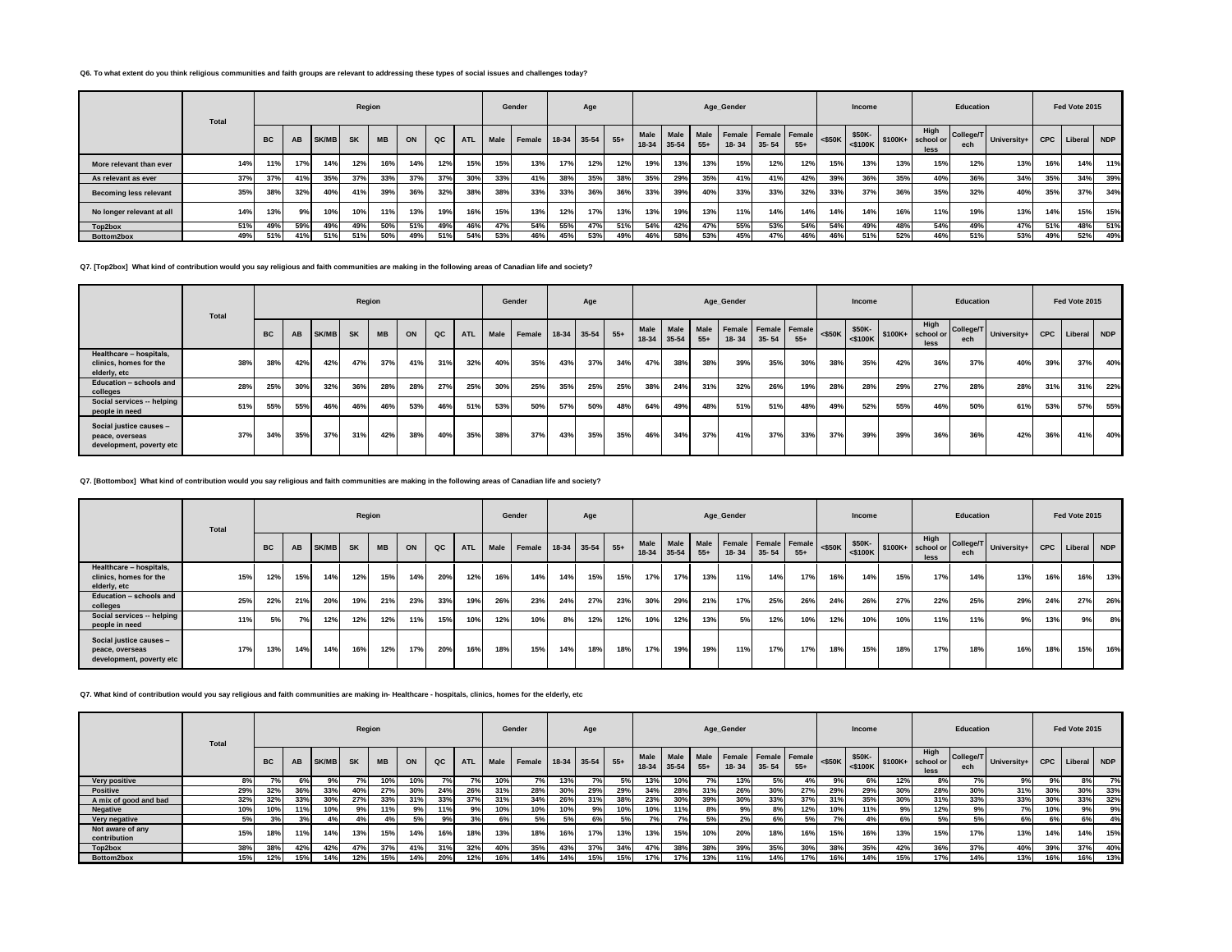**Q6. To what extent do you think religious communities and faith groups are relevant to addressing these types of social issues and challenges today?**

| | Total | Region | | | | | | | | Gender | | Age | | | Age_Gender | | | | | | Income | | | Education | | | Fed Vote 2015 | | |
|---|---|---|---|---|---|---|---|---|---|---|---|---|---|---|---|---|---|---|---|---|---|---|---|---|---|---|---|---|---|
| | | BC | AB | SK/MB | SK | MB | ON | QC | ATL | Male | Female | 18-34 | 35-54 | 55+ | Male 18-34 | Male 35-54 | Male 55+ | Female 18- 34 | Female 35- 54 | Female 55+ | <$50K | $50K-<$100K | $100K+ | High school or less | College/Tech | University+ | CPC | Liberal | NDP |
| More relevant than ever | 14% | 11% | 17% | 14% | 12% | 16% | 14% | 12% | 15% | 15% | 13% | 17% | 12% | 12% | 19% | 13% | 13% | 15% | 12% | 12% | 15% | 13% | 13% | 15% | 12% | 13% | 16% | 14% | 11% |
| As relevant as ever | 37% | 37% | 41% | 35% | 37% | 33% | 37% | 37% | 30% | 33% | 41% | 38% | 35% | 38% | 35% | 29% | 35% | 41% | 41% | 42% | 39% | 36% | 35% | 40% | 36% | 34% | 35% | 34% | 39% |
| Becoming less relevant | 35% | 38% | 32% | 40% | 41% | 39% | 36% | 32% | 38% | 38% | 33% | 33% | 36% | 36% | 33% | 39% | 40% | 33% | 33% | 32% | 33% | 37% | 36% | 35% | 32% | 40% | 35% | 37% | 34% |
| No longer relevant at all | 14% | 13% | 9% | 10% | 10% | 11% | 13% | 19% | 16% | 15% | 13% | 12% | 17% | 13% | 13% | 19% | 13% | 11% | 14% | 14% | 14% | 14% | 16% | 11% | 19% | 13% | 14% | 15% | 15% |
| Top2box | 51% | 49% | 59% | 49% | 49% | 50% | 51% | 49% | 46% | 47% | 54% | 55% | 47% | 51% | 54% | 42% | 47% | 55% | 53% | 54% | 54% | 49% | 48% | 54% | 49% | 47% | 51% | 48% | 51% |
| Bottom2box | 49% | 51% | 41% | 51% | 51% | 50% | 49% | 51% | 54% | 53% | 46% | 45% | 53% | 49% | 46% | 58% | 53% | 45% | 47% | 46% | 46% | 51% | 52% | 46% | 51% | 53% | 49% | 52% | 49% |

**Q7. [Top2box] What kind of contribution would you say religious and faith communities are making in the following areas of Canadian life and society?**

| | Total | Region | | | | | | | | Gender | | Age | | | Age_Gender | | | | | | Income | | | Education | | | Fed Vote 2015 | | |
|---|---|---|---|---|---|---|---|---|---|---|---|---|---|---|---|---|---|---|---|---|---|---|---|---|---|---|---|---|---|
| | | BC | AB | SK/MB | SK | MB | ON | QC | ATL | Male | Female | 18-34 | 35-54 | 55+ | Male 18-34 | Male 35-54 | Male 55+ | Female 18- 34 | Female 35- 54 | Female 55+ | <$50K | $50K-<$100K | $100K+ | High school or less | College/Tech | University+ | CPC | Liberal | NDP |
| Healthcare – hospitals, clinics, homes for the elderly, etc | 38% | 38% | 42% | 42% | 47% | 37% | 41% | 31% | 32% | 40% | 35% | 43% | 37% | 34% | 47% | 38% | 38% | 39% | 35% | 30% | 38% | 35% | 42% | 36% | 37% | 40% | 39% | 37% | 40% |
| Education – schools and colleges | 28% | 25% | 30% | 32% | 36% | 28% | 28% | 27% | 25% | 30% | 25% | 35% | 25% | 25% | 38% | 24% | 31% | 32% | 26% | 19% | 28% | 28% | 29% | 27% | 28% | 28% | 31% | 31% | 22% |
| Social services -- helping people in need | 51% | 55% | 55% | 46% | 46% | 46% | 53% | 46% | 51% | 53% | 50% | 57% | 50% | 48% | 64% | 49% | 48% | 51% | 51% | 48% | 49% | 52% | 55% | 46% | 50% | 61% | 53% | 57% | 55% |
| Social justice causes – peace, overseas development, poverty etc | 37% | 34% | 35% | 37% | 31% | 42% | 38% | 40% | 35% | 38% | 37% | 43% | 35% | 35% | 46% | 34% | 37% | 41% | 37% | 33% | 37% | 39% | 39% | 36% | 36% | 42% | 36% | 41% | 40% |

**Q7. [Bottombox] What kind of contribution would you say religious and faith communities are making in the following areas of Canadian life and society?**

| | Total | Region | | | | | | | | Gender | | Age | | | Age_Gender | | | | | | Income | | | Education | | | Fed Vote 2015 | | |
|---|---|---|---|---|---|---|---|---|---|---|---|---|---|---|---|---|---|---|---|---|---|---|---|---|---|---|---|---|---|
| | | BC | AB | SK/MB | SK | MB | ON | QC | ATL | Male | Female | 18-34 | 35-54 | 55+ | Male 18-34 | Male 35-54 | Male 55+ | Female 18- 34 | Female 35- 54 | Female 55+ | <$50K | $50K-<$100K | $100K+ | High school or less | College/Tech | University+ | CPC | Liberal | NDP |
| Healthcare – hospitals, clinics, homes for the elderly, etc | 15% | 12% | 15% | 14% | 12% | 15% | 14% | 20% | 12% | 16% | 14% | 14% | 15% | 15% | 17% | 17% | 13% | 11% | 14% | 17% | 16% | 14% | 15% | 17% | 14% | 13% | 16% | 16% | 13% |
| Education – schools and colleges | 25% | 22% | 21% | 20% | 19% | 21% | 23% | 33% | 19% | 26% | 23% | 24% | 27% | 23% | 30% | 29% | 21% | 17% | 25% | 26% | 24% | 26% | 27% | 22% | 25% | 29% | 24% | 27% | 26% |
| Social services -- helping people in need | 11% | 5% | 7% | 12% | 12% | 12% | 11% | 15% | 10% | 12% | 10% | 8% | 12% | 12% | 10% | 12% | 13% | 5% | 12% | 10% | 12% | 10% | 10% | 11% | 11% | 9% | 13% | 9% | 8% |
| Social justice causes – peace, overseas development, poverty etc | 17% | 13% | 14% | 14% | 16% | 12% | 17% | 20% | 16% | 18% | 15% | 14% | 18% | 18% | 17% | 19% | 19% | 11% | 17% | 17% | 18% | 15% | 18% | 17% | 18% | 16% | 18% | 15% | 16% |

**Q7. What kind of contribution would you say religious and faith communities are making in- Healthcare - hospitals, clinics, homes for the elderly, etc**

| | Total | Region | | | | | | | | Gender | | Age | | | Age_Gender | | | | | | Income | | | Education | | | Fed Vote 2015 | | |
|---|---|---|---|---|---|---|---|---|---|---|---|---|---|---|---|---|---|---|---|---|---|---|---|---|---|---|---|---|---|
| | | BC | AB | SK/MB | SK | MB | ON | QC | ATL | Male | Female | 18-34 | 35-54 | 55+ | Male 18-34 | Male 35-54 | Male 55+ | Female 18- 34 | Female 35- 54 | Female 55+ | <$50K | $50K-<$100K | $100K+ | High school or less | College/Tech | University+ | CPC | Liberal | NDP |
| Very positive | 8% | 7% | 6% | 9% | 7% | 10% | 10% | 7% | 7% | 10% | 7% | 13% | 7% | 5% | 13% | 10% | 7% | 13% | 5% | 4% | 9% | 6% | 12% | 8% | 7% | 9% | 9% | 8% | 7% |
| Positive | 29% | 32% | 36% | 33% | 40% | 27% | 30% | 24% | 26% | 31% | 28% | 30% | 29% | 29% | 34% | 28% | 31% | 26% | 30% | 27% | 29% | 29% | 30% | 28% | 30% | 31% | 30% | 30% | 33% |
| A mix of good and bad | 32% | 32% | 33% | 30% | 27% | 33% | 31% | 33% | 37% | 31% | 34% | 26% | 31% | 38% | 23% | 30% | 39% | 30% | 33% | 37% | 31% | 35% | 30% | 31% | 33% | 33% | 30% | 33% | 32% |
| Negative | 10% | 10% | 11% | 10% | 9% | 11% | 9% | 11% | 9% | 10% | 10% | 10% | 9% | 10% | 10% | 11% | 8% | 9% | 8% | 12% | 10% | 11% | 9% | 12% | 9% | 7% | 10% | 9% | 9% |
| Very negative | 5% | 3% | 3% | 4% | 4% | 4% | 5% | 9% | 3% | 6% | 5% | 5% | 6% | 5% | 7% | 7% | 5% | 2% | 6% | 5% | 7% | 4% | 6% | 5% | 5% | 6% | 6% | 6% | 4% |
| Not aware of any contribution | 15% | 18% | 11% | 14% | 13% | 15% | 14% | 16% | 18% | 13% | 18% | 16% | 17% | 13% | 13% | 15% | 10% | 20% | 18% | 16% | 15% | 16% | 13% | 15% | 17% | 13% | 14% | 14% | 15% |
| Top2box | 38% | 38% | 42% | 42% | 47% | 37% | 41% | 31% | 32% | 40% | 35% | 43% | 37% | 34% | 47% | 38% | 38% | 39% | 35% | 30% | 38% | 35% | 42% | 36% | 37% | 40% | 39% | 37% | 40% |
| Bottom2box | 15% | 12% | 15% | 14% | 12% | 15% | 14% | 20% | 12% | 16% | 14% | 14% | 15% | 15% | 17% | 17% | 13% | 11% | 14% | 17% | 16% | 14% | 15% | 17% | 14% | 13% | 16% | 16% | 13% |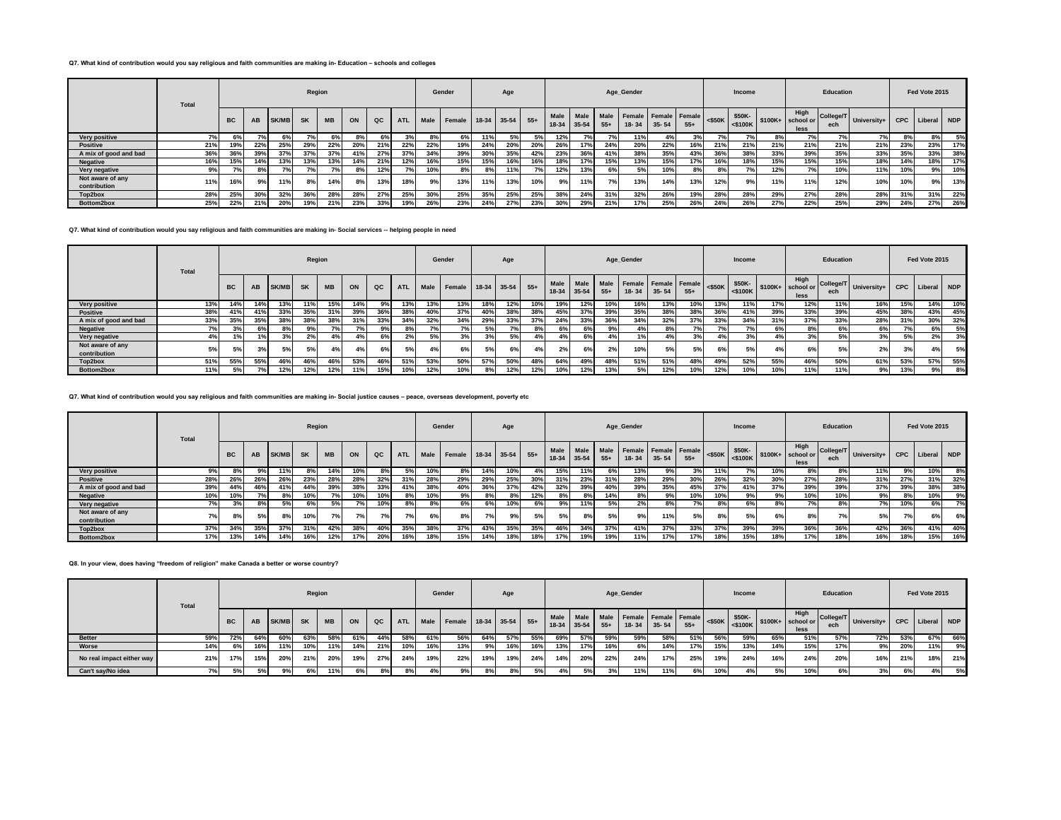**Q7. What kind of contribution would you say religious and faith communities are making in- Education – schools and colleges**

| | Total | Region | | | | | | | | Gender | | Age | | | Age_Gender | | | | | | Income | | | Education | | | Fed Vote 2015 | | |
|---|---|---|---|---|---|---|---|---|---|---|---|---|---|---|---|---|---|---|---|---|---|---|---|---|---|---|---|---|---|
| | | BC | AB | SK/MB | SK | MB | ON | QC | ATL | Male | Female | 18-34 | 35-54 | 55+ | Male 18-34 | Male 35-54 | Male 55+ | Female 18- 34 | Female 35- 54 | Female 55+ | <$50K | $50K-<$100K | $100K+ | High school or less | College/Tech | University+ | CPC | Liberal | NDP |
| Very positive | 7% | 6% | 7% | 6% | 7% | 6% | 8% | 6% | 3% | 8% | 6% | 11% | 5% | 5% | 12% | 7% | 7% | 11% | 4% | 3% | 7% | 7% | 8% | 7% | 7% | 7% | 8% | 8% | 5% |
| Positive | 21% | 19% | 22% | 25% | 29% | 22% | 20% | 21% | 22% | 22% | 19% | 24% | 20% | 20% | 26% | 17% | 24% | 20% | 22% | 16% | 21% | 21% | 21% | 21% | 21% | 21% | 23% | 23% | 17% |
| A mix of good and bad | 36% | 36% | 39% | 37% | 37% | 37% | 41% | 27% | 37% | 34% | 39% | 30% | 35% | 42% | 23% | 36% | 41% | 38% | 35% | 43% | 36% | 38% | 33% | 39% | 35% | 33% | 35% | 33% | 38% |
| Negative | 16% | 15% | 14% | 13% | 13% | 13% | 14% | 21% | 12% | 16% | 15% | 15% | 16% | 16% | 18% | 17% | 15% | 13% | 15% | 17% | 16% | 18% | 15% | 15% | 15% | 18% | 14% | 18% | 17% |
| Very negative | 9% | 7% | 8% | 7% | 7% | 7% | 8% | 12% | 7% | 10% | 8% | 8% | 11% | 7% | 12% | 13% | 6% | 5% | 10% | 8% | 8% | 7% | 12% | 7% | 10% | 11% | 10% | 9% | 10% |
| Not aware of any contribution | 11% | 16% | 9% | 11% | 8% | 14% | 8% | 13% | 18% | 9% | 13% | 11% | 13% | 10% | 9% | 11% | 7% | 13% | 14% | 13% | 12% | 9% | 11% | 11% | 12% | 10% | 10% | 9% | 13% |
| Top2box | 28% | 25% | 30% | 32% | 36% | 28% | 28% | 27% | 25% | 30% | 25% | 35% | 25% | 25% | 38% | 24% | 31% | 32% | 26% | 19% | 28% | 28% | 29% | 27% | 28% | 28% | 31% | 31% | 22% |
| Bottom2box | 25% | 22% | 21% | 20% | 19% | 21% | 23% | 33% | 19% | 26% | 23% | 24% | 27% | 23% | 30% | 29% | 21% | 17% | 25% | 26% | 24% | 26% | 27% | 22% | 25% | 29% | 24% | 27% | 26% |

**Q7. What kind of contribution would you say religious and faith communities are making in- Social services -- helping people in need**

| | Total | Region | | | | | | | | Gender | | Age | | | Age_Gender | | | | | | Income | | | Education | | | Fed Vote 2015 | | |
|---|---|---|---|---|---|---|---|---|---|---|---|---|---|---|---|---|---|---|---|---|---|---|---|---|---|---|---|---|---|
| | | BC | AB | SK/MB | SK | MB | ON | QC | ATL | Male | Female | 18-34 | 35-54 | 55+ | Male 18-34 | Male 35-54 | Male 55+ | Female 18- 34 | Female 35- 54 | Female 55+ | <$50K | $50K-<$100K | $100K+ | High school or less | College/Tech | University+ | CPC | Liberal | NDP |
| Very positive | 13% | 14% | 14% | 13% | 11% | 15% | 14% | 9% | 13% | 13% | 13% | 18% | 12% | 10% | 19% | 12% | 10% | 16% | 13% | 10% | 13% | 11% | 17% | 12% | 11% | 16% | 15% | 14% | 10% |
| Positive | 38% | 41% | 41% | 33% | 35% | 31% | 39% | 36% | 38% | 40% | 37% | 40% | 38% | 38% | 45% | 37% | 39% | 35% | 38% | 38% | 36% | 41% | 39% | 33% | 39% | 45% | 38% | 43% | 45% |
| A mix of good and bad | 33% | 35% | 35% | 38% | 38% | 38% | 31% | 33% | 34% | 32% | 34% | 29% | 33% | 37% | 24% | 33% | 36% | 34% | 32% | 37% | 33% | 34% | 31% | 37% | 33% | 28% | 31% | 30% | 32% |
| Negative | 7% | 3% | 6% | 8% | 9% | 7% | 7% | 9% | 8% | 7% | 7% | 5% | 7% | 8% | 6% | 6% | 9% | 4% | 8% | 7% | 7% | 7% | 6% | 8% | 6% | 6% | 7% | 6% | 5% |
| Very negative | 4% | 1% | 1% | 3% | 2% | 4% | 4% | 6% | 2% | 5% | 3% | 3% | 5% | 4% | 4% | 6% | 4% | 1% | 4% | 3% | 4% | 3% | 4% | 3% | 5% | 3% | 5% | 2% | 3% |
| Not aware of any contribution | 5% | 5% | 3% | 5% | 5% | 4% | 4% | 6% | 5% | 4% | 6% | 5% | 6% | 4% | 2% | 6% | 2% | 10% | 5% | 5% | 6% | 5% | 4% | 6% | 5% | 2% | 3% | 4% | 5% |
| Top2box | 51% | 55% | 55% | 46% | 46% | 46% | 53% | 46% | 51% | 53% | 50% | 57% | 50% | 48% | 64% | 49% | 48% | 51% | 51% | 48% | 49% | 52% | 55% | 46% | 50% | 61% | 53% | 57% | 55% |
| Bottom2box | 11% | 5% | 7% | 12% | 12% | 12% | 11% | 15% | 10% | 12% | 10% | 8% | 12% | 12% | 10% | 12% | 13% | 5% | 12% | 10% | 12% | 10% | 10% | 11% | 11% | 9% | 13% | 9% | 8% |

**Q7. What kind of contribution would you say religious and faith communities are making in- Social justice causes – peace, overseas development, poverty etc**

| | Total | Region | | | | | | | | Gender | | Age | | | Age_Gender | | | | | | Income | | | Education | | | Fed Vote 2015 | | |
|---|---|---|---|---|---|---|---|---|---|---|---|---|---|---|---|---|---|---|---|---|---|---|---|---|---|---|---|---|---|
| | | BC | AB | SK/MB | SK | MB | ON | QC | ATL | Male | Female | 18-34 | 35-54 | 55+ | Male 18-34 | Male 35-54 | Male 55+ | Female 18- 34 | Female 35- 54 | Female 55+ | <$50K | $50K-<$100K | $100K+ | High school or less | College/Tech | University+ | CPC | Liberal | NDP |
| Very positive | 9% | 8% | 9% | 11% | 8% | 14% | 10% | 8% | 5% | 10% | 8% | 14% | 10% | 4% | 15% | 11% | 6% | 13% | 9% | 3% | 11% | 7% | 10% | 8% | 8% | 11% | 9% | 10% | 8% |
| Positive | 28% | 26% | 26% | 26% | 23% | 28% | 28% | 32% | 31% | 28% | 29% | 29% | 25% | 30% | 31% | 23% | 31% | 28% | 29% | 30% | 26% | 32% | 30% | 27% | 28% | 31% | 27% | 31% | 32% |
| A mix of good and bad | 39% | 44% | 46% | 41% | 44% | 39% | 38% | 33% | 41% | 38% | 40% | 36% | 37% | 42% | 32% | 39% | 40% | 39% | 35% | 45% | 37% | 41% | 37% | 39% | 39% | 37% | 39% | 38% | 38% |
| Negative | 10% | 10% | 7% | 8% | 10% | 7% | 10% | 10% | 8% | 10% | 9% | 8% | 8% | 12% | 8% | 8% | 14% | 8% | 9% | 10% | 10% | 9% | 9% | 10% | 10% | 9% | 8% | 10% | 9% |
| Very negative | 7% | 3% | 8% | 5% | 6% | 5% | 7% | 10% | 8% | 8% | 6% | 6% | 10% | 6% | 9% | 11% | 5% | 2% | 8% | 7% | 8% | 6% | 8% | 7% | 8% | 7% | 10% | 6% | 7% |
| Not aware of any contribution | 7% | 8% | 5% | 8% | 10% | 7% | 7% | 7% | 7% | 6% | 8% | 7% | 9% | 5% | 5% | 8% | 5% | 9% | 11% | 5% | 8% | 5% | 6% | 8% | 7% | 5% | 7% | 6% | 6% |
| Top2box | 37% | 34% | 35% | 37% | 31% | 42% | 38% | 40% | 35% | 38% | 37% | 43% | 35% | 35% | 46% | 34% | 37% | 41% | 37% | 33% | 37% | 39% | 39% | 36% | 36% | 42% | 36% | 41% | 40% |
| Bottom2box | 17% | 13% | 14% | 14% | 16% | 12% | 17% | 20% | 16% | 18% | 15% | 14% | 18% | 18% | 17% | 19% | 19% | 11% | 17% | 17% | 18% | 15% | 18% | 17% | 18% | 16% | 18% | 15% | 16% |

**Q8. In your view, does having "freedom of religion" make Canada a better or worse country?**

| | Total | Region | | | | | | | | Gender | | Age | | | Age_Gender | | | | | | Income | | | Education | | | Fed Vote 2015 | | |
|---|---|---|---|---|---|---|---|---|---|---|---|---|---|---|---|---|---|---|---|---|---|---|---|---|---|---|---|---|---|
| | | BC | AB | SK/MB | SK | MB | ON | QC | ATL | Male | Female | 18-34 | 35-54 | 55+ | Male 18-34 | Male 35-54 | Male 55+ | Female 18- 34 | Female 35- 54 | Female 55+ | <$50K | $50K-<$100K | $100K+ | High school or less | College/Tech | University+ | CPC | Liberal | NDP |
| Better | 59% | 72% | 64% | 60% | 63% | 58% | 61% | 44% | 58% | 61% | 56% | 64% | 57% | 55% | 69% | 57% | 59% | 59% | 58% | 51% | 56% | 59% | 65% | 51% | 57% | 72% | 53% | 67% | 66% |
| Worse | 14% | 6% | 16% | 11% | 10% | 11% | 14% | 21% | 10% | 16% | 13% | 9% | 16% | 16% | 13% | 17% | 16% | 6% | 14% | 17% | 15% | 13% | 14% | 15% | 17% | 9% | 20% | 11% | 9% |
| No real impact either way | 21% | 17% | 15% | 20% | 21% | 20% | 19% | 27% | 24% | 19% | 22% | 19% | 19% | 24% | 14% | 20% | 22% | 24% | 17% | 25% | 19% | 24% | 16% | 24% | 20% | 16% | 21% | 18% | 21% |
| Can't say/No idea | 7% | 5% | 5% | 9% | 6% | 11% | 6% | 8% | 8% | 4% | 9% | 8% | 8% | 5% | 4% | 5% | 3% | 11% | 11% | 6% | 10% | 4% | 5% | 10% | 6% | 3% | 6% | 4% | 5% |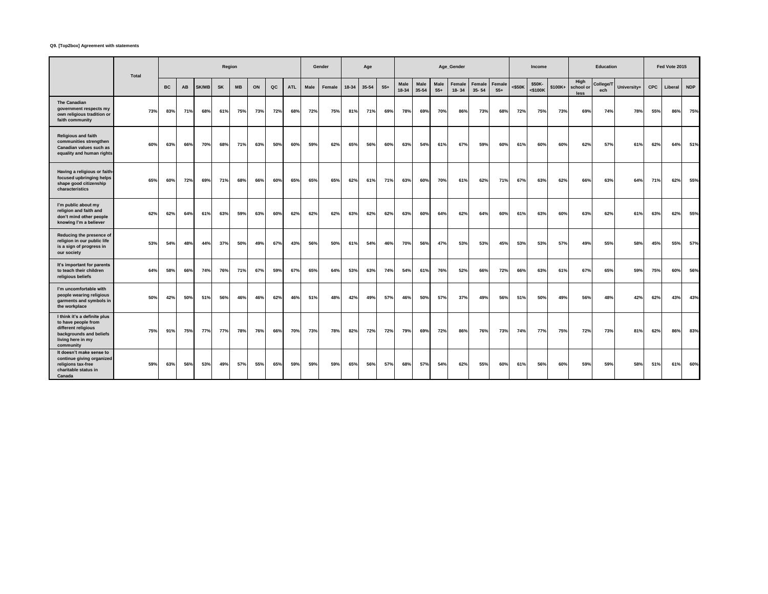**Q9. [Top2box] Agreement with statements**

| | Total | Region | | | | | | | | Gender | | Age | | | Age_Gender | | | | | | Income | | | Education | | | Fed Vote 2015 | | |
|---|---|---|---|---|---|---|---|---|---|---|---|---|---|---|---|---|---|---|---|---|---|---|---|---|---|---|---|---|---|
| | | BC | AB | SK/MB | SK | MB | ON | QC | ATL | Male | Female | 18-34 | 35-54 | 55+ | Male 18-34 | Male 35-54 | Male 55+ | Female 18- 34 | Female 35- 54 | Female 55+ | <$50K | $50K-<$100K | $100K+ | High school or less | College/Tech | University+ | CPC | Liberal | NDP |
| The Canadian government respects my own religious tradition or faith community | 73% | 83% | 71% | 68% | 61% | 75% | 73% | 72% | 68% | 72% | 75% | 81% | 71% | 69% | 78% | 69% | 70% | 86% | 73% | 68% | 72% | 75% | 73% | 69% | 74% | 78% | 55% | 86% | 75% |
| Religious and faith communities strengthen Canadian values such as equality and human rights | 60% | 63% | 66% | 70% | 68% | 71% | 63% | 50% | 60% | 59% | 62% | 65% | 56% | 60% | 63% | 54% | 61% | 67% | 59% | 60% | 61% | 60% | 60% | 62% | 57% | 61% | 62% | 64% | 51% |
| Having a religious or faith-focused upbringing helps shape good citizenship characteristics | 65% | 60% | 72% | 69% | 71% | 68% | 66% | 60% | 65% | 65% | 65% | 62% | 61% | 71% | 63% | 60% | 70% | 61% | 62% | 71% | 67% | 63% | 62% | 66% | 63% | 64% | 71% | 62% | 55% |
| I'm public about my religion and faith and don't mind other people knowing I'm a believer | 62% | 62% | 64% | 61% | 63% | 59% | 63% | 60% | 62% | 62% | 62% | 63% | 62% | 62% | 63% | 60% | 64% | 62% | 64% | 60% | 61% | 63% | 60% | 63% | 62% | 61% | 63% | 62% | 55% |
| Reducing the presence of religion in our public life is a sign of progress in our society | 53% | 54% | 48% | 44% | 37% | 50% | 49% | 67% | 43% | 56% | 50% | 61% | 54% | 46% | 70% | 56% | 47% | 53% | 53% | 45% | 53% | 53% | 57% | 49% | 55% | 58% | 45% | 55% | 57% |
| It's important for parents to teach their children religious beliefs | 64% | 58% | 66% | 74% | 76% | 71% | 67% | 59% | 67% | 65% | 64% | 53% | 63% | 74% | 54% | 61% | 76% | 52% | 66% | 72% | 66% | 63% | 61% | 67% | 65% | 59% | 75% | 60% | 56% |
| I'm uncomfortable with people wearing religious garments and symbols in the workplace | 50% | 42% | 50% | 51% | 56% | 46% | 46% | 62% | 46% | 51% | 48% | 42% | 49% | 57% | 46% | 50% | 57% | 37% | 49% | 56% | 51% | 50% | 49% | 56% | 48% | 42% | 62% | 43% | 43% |
| I think it's a definite plus to have people from different religious backgrounds and beliefs living here in my community | 75% | 91% | 75% | 77% | 77% | 78% | 76% | 66% | 70% | 73% | 78% | 82% | 72% | 72% | 79% | 69% | 72% | 86% | 76% | 73% | 74% | 77% | 75% | 72% | 73% | 81% | 62% | 86% | 83% |
| It doesn't make sense to continue giving organized religions tax-free charitable status in Canada | 59% | 63% | 56% | 53% | 49% | 57% | 55% | 65% | 59% | 59% | 59% | 65% | 56% | 57% | 68% | 57% | 54% | 62% | 55% | 60% | 61% | 56% | 60% | 59% | 59% | 58% | 51% | 61% | 60% |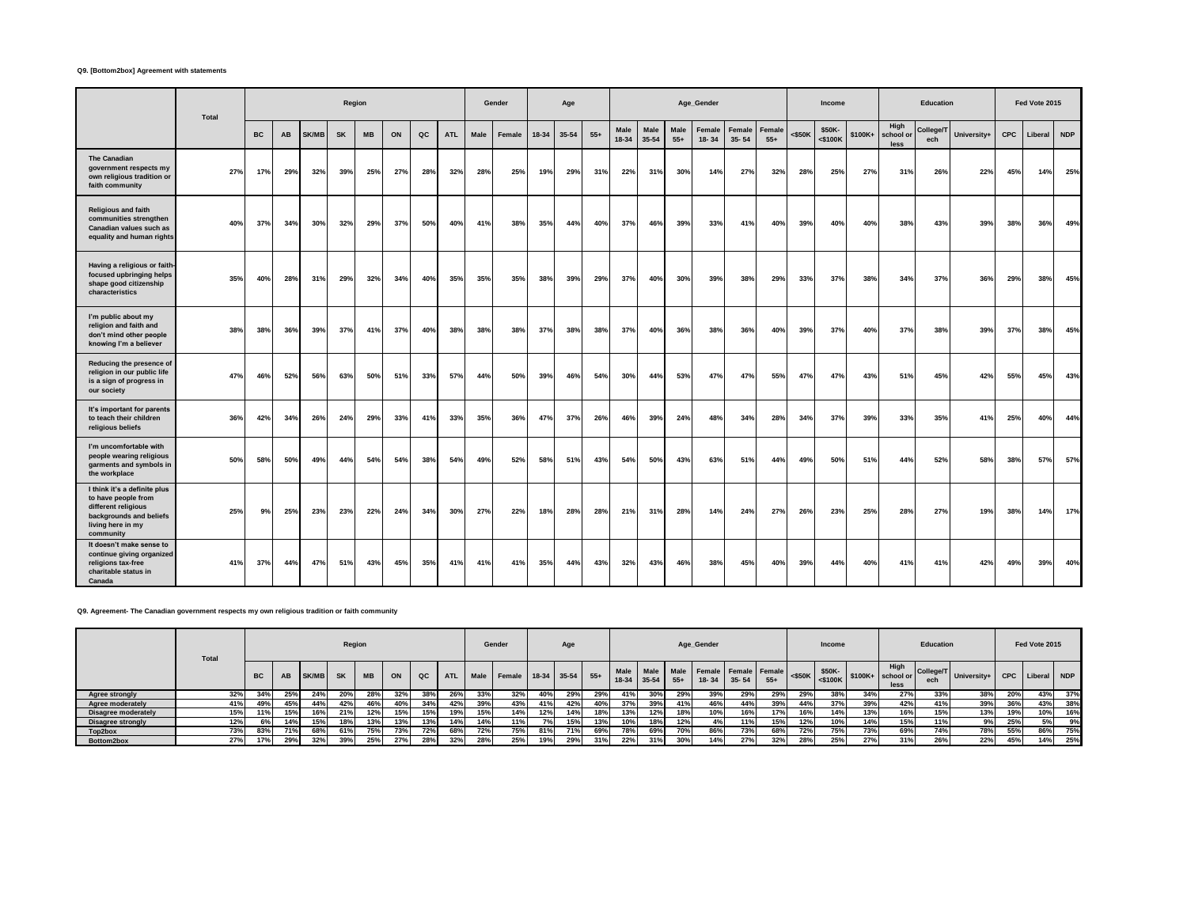**Q9. [Bottom2box] Agreement with statements**

| | Total | Region | | | | | | | | Gender | | Age | | | Age_Gender | | | | | | Income | | | Education | | | Fed Vote 2015 | | |
|---|---|---|---|---|---|---|---|---|---|---|---|---|---|---|---|---|---|---|---|---|---|---|---|---|---|---|---|---|---|
| | | BC | AB | SK/MB | SK | MB | ON | QC | ATL | Male | Female | 18-34 | 35-54 | 55+ | Male 18-34 | Male 35-54 | Male 55+ | Female 18- 34 | Female 35- 54 | Female 55+ | <$50K | $50K-<$100K | $100K+ | High school or less | College/Tech | University+ | CPC | Liberal | NDP |
| **The Canadian government respects my own religious tradition or faith community** | 27% | 17% | 29% | 32% | 39% | 25% | 27% | 28% | 32% | 28% | 25% | 19% | 29% | 31% | 22% | 31% | 30% | 14% | 27% | 32% | 28% | 25% | 27% | 31% | 26% | 22% | 45% | 14% | 25% |
| **Religious and faith communities strengthen Canadian values such as equality and human rights** | 40% | 37% | 34% | 30% | 32% | 29% | 37% | 50% | 40% | 41% | 38% | 35% | 44% | 40% | 37% | 46% | 39% | 33% | 41% | 40% | 39% | 40% | 40% | 38% | 43% | 39% | 38% | 36% | 49% |
| **Having a religious or faith-focused upbringing helps shape good citizenship characteristics** | 35% | 40% | 28% | 31% | 29% | 32% | 34% | 40% | 35% | 35% | 35% | 38% | 39% | 29% | 37% | 40% | 30% | 39% | 38% | 29% | 33% | 37% | 38% | 34% | 37% | 36% | 29% | 38% | 45% |
| **I'm public about my religion and faith and don't mind other people knowing I'm a believer** | 38% | 38% | 36% | 39% | 37% | 41% | 37% | 40% | 38% | 38% | 38% | 37% | 38% | 38% | 37% | 40% | 36% | 38% | 36% | 40% | 39% | 37% | 40% | 37% | 38% | 39% | 37% | 38% | 45% |
| **Reducing the presence of religion in our public life is a sign of progress in our society** | 47% | 46% | 52% | 56% | 63% | 50% | 51% | 33% | 57% | 44% | 50% | 39% | 46% | 54% | 30% | 44% | 53% | 47% | 47% | 55% | 47% | 47% | 43% | 51% | 45% | 42% | 55% | 45% | 43% |
| **It's important for parents to teach their children religious beliefs** | 36% | 42% | 34% | 26% | 24% | 29% | 33% | 41% | 33% | 35% | 36% | 47% | 37% | 26% | 46% | 39% | 24% | 48% | 34% | 28% | 34% | 37% | 39% | 33% | 35% | 41% | 25% | 40% | 44% |
| **I'm uncomfortable with people wearing religious garments and symbols in the workplace** | 50% | 58% | 50% | 49% | 44% | 54% | 54% | 38% | 54% | 49% | 52% | 58% | 51% | 43% | 54% | 50% | 43% | 63% | 51% | 44% | 49% | 50% | 51% | 44% | 52% | 58% | 38% | 57% | 57% |
| **I think it's a definite plus to have people from different religious backgrounds and beliefs living here in my community** | 25% | 9% | 25% | 23% | 23% | 22% | 24% | 34% | 30% | 27% | 22% | 18% | 28% | 28% | 21% | 31% | 28% | 14% | 24% | 27% | 26% | 23% | 25% | 28% | 27% | 19% | 38% | 14% | 17% |
| **It doesn't make sense to continue giving organized religions tax-free charitable status in Canada** | 41% | 37% | 44% | 47% | 51% | 43% | 45% | 35% | 41% | 41% | 41% | 35% | 44% | 43% | 32% | 43% | 46% | 38% | 45% | 40% | 39% | 44% | 40% | 41% | 41% | 42% | 49% | 39% | 40% |

**Q9. Agreement- The Canadian government respects my own religious tradition or faith community**

| | Total | Region | | | | | | | | Gender | | Age | | | Age_Gender | | | | | | Income | | | Education | | | Fed Vote 2015 | | |
|---|---|---|---|---|---|---|---|---|---|---|---|---|---|---|---|---|---|---|---|---|---|---|---|---|---|---|---|---|---|
| | | BC | AB | SK/MB | SK | MB | ON | QC | ATL | Male | Female | 18-34 | 35-54 | 55+ | Male 18-34 | Male 35-54 | Male 55+ | Female 18- 34 | Female 35- 54 | Female 55+ | <$50K | $50K-<$100K | $100K+ | High school or less | College/Tech | University+ | CPC | Liberal | NDP |
| **Agree strongly** | 32% | 34% | 25% | 24% | 20% | 28% | 32% | 38% | 26% | 33% | 32% | 40% | 29% | 29% | 41% | 30% | 29% | 39% | 29% | 29% | 29% | 38% | 34% | 27% | 33% | 38% | 20% | 43% | 37% |
| **Agree moderately** | 41% | 49% | 45% | 44% | 42% | 46% | 40% | 34% | 42% | 39% | 43% | 41% | 42% | 40% | 37% | 39% | 41% | 46% | 44% | 39% | 44% | 37% | 39% | 42% | 41% | 39% | 36% | 43% | 38% |
| **Disagree moderately** | 15% | 11% | 15% | 16% | 21% | 12% | 15% | 15% | 19% | 15% | 14% | 12% | 14% | 18% | 13% | 12% | 18% | 10% | 16% | 17% | 16% | 14% | 13% | 16% | 15% | 13% | 19% | 10% | 16% |
| **Disagree strongly** | 12% | 6% | 14% | 15% | 18% | 13% | 13% | 13% | 14% | 14% | 11% | 7% | 15% | 13% | 10% | 18% | 12% | 4% | 11% | 15% | 12% | 10% | 14% | 15% | 11% | 9% | 25% | 5% | 9% |
| **Top2box** | 73% | 83% | 71% | 68% | 61% | 75% | 73% | 72% | 68% | 72% | 75% | 81% | 71% | 69% | 78% | 69% | 70% | 86% | 73% | 68% | 72% | 75% | 73% | 69% | 74% | 78% | 55% | 86% | 75% |
| **Bottom2box** | 27% | 17% | 29% | 32% | 39% | 25% | 27% | 28% | 32% | 28% | 25% | 19% | 29% | 31% | 22% | 31% | 30% | 14% | 27% | 32% | 28% | 25% | 27% | 31% | 26% | 22% | 45% | 14% | 25% |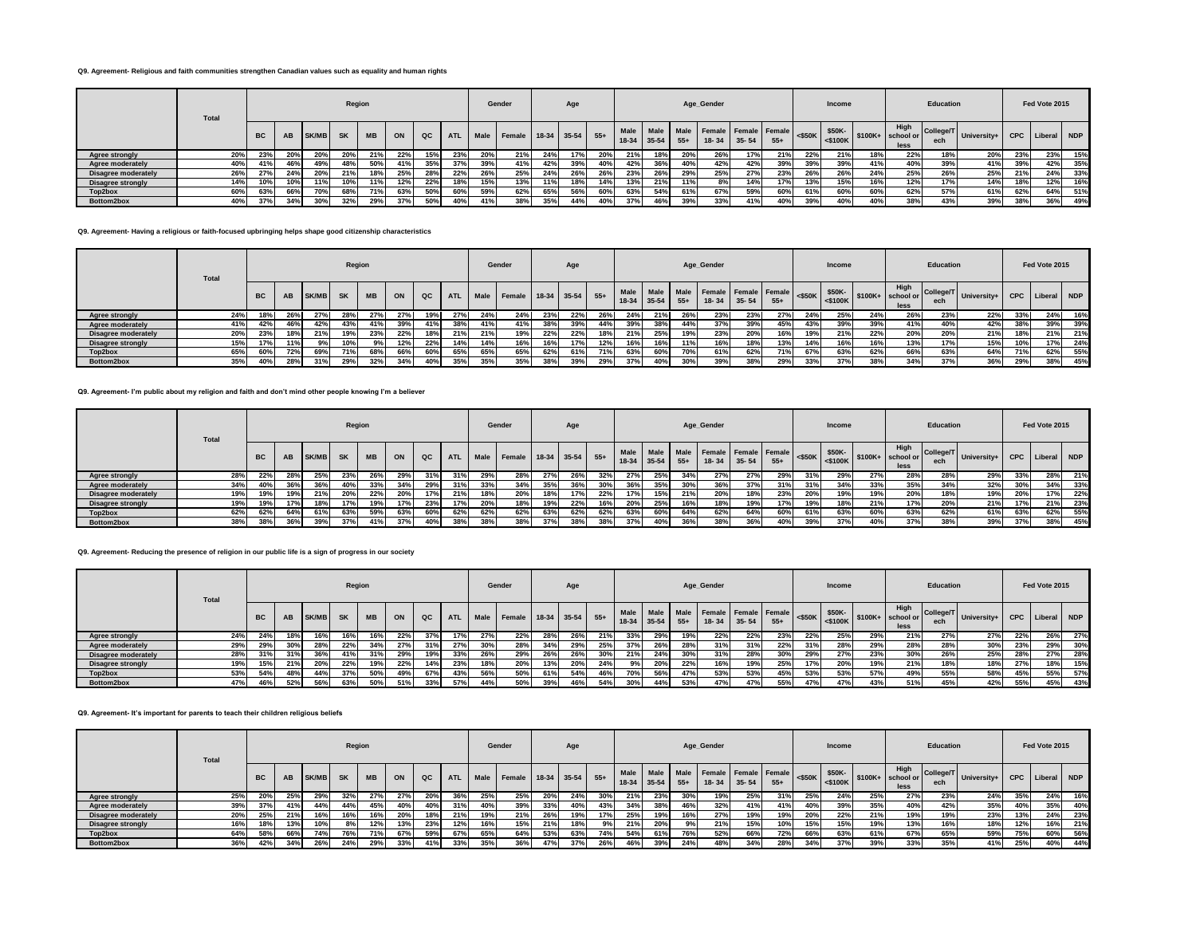**Q9. Agreement- Religious and faith communities strengthen Canadian values such as equality and human rights**

| | Total | Region | | | | | | | | Gender | | Age | | | Age_Gender | | | | | | Income | | | Education | | | Fed Vote 2015 | | |
|---|---|---|---|---|---|---|---|---|---|---|---|---|---|---|---|---|---|---|---|---|---|---|---|---|---|---|---|---|---|
| | | BC | AB | SK/MB | SK | MB | ON | QC | ATL | Male | Female | 18-34 | 35-54 | 55+ | Male 18-34 | Male 35-54 | Male 55+ | Female 18- 34 | Female 35- 54 | Female 55+ | <$50K | $50K-<$100K | $100K+ | High school or less | College/Tech | University+ | CPC | Liberal | NDP |
| Agree strongly | 20% | 23% | 20% | 20% | 20% | 21% | 22% | 15% | 23% | 20% | 21% | 24% | 17% | 20% | 21% | 18% | 20% | 26% | 17% | 21% | 22% | 21% | 18% | 22% | 18% | 20% | 23% | 23% | 15% |
| Agree moderately | 40% | 41% | 46% | 49% | 48% | 50% | 41% | 35% | 37% | 39% | 41% | 42% | 39% | 40% | 42% | 36% | 40% | 42% | 42% | 39% | 39% | 39% | 41% | 40% | 39% | 41% | 39% | 42% | 35% |
| Disagree moderately | 26% | 27% | 24% | 20% | 21% | 18% | 25% | 28% | 22% | 26% | 25% | 24% | 26% | 26% | 23% | 26% | 29% | 25% | 27% | 23% | 26% | 26% | 24% | 25% | 26% | 25% | 21% | 24% | 33% |
| Disagree strongly | 14% | 10% | 10% | 11% | 10% | 11% | 12% | 22% | 18% | 15% | 13% | 11% | 18% | 14% | 13% | 21% | 11% | 8% | 14% | 17% | 13% | 15% | 16% | 12% | 17% | 14% | 18% | 12% | 16% |
| Top2box | 60% | 63% | 66% | 70% | 68% | 71% | 63% | 50% | 60% | 59% | 62% | 65% | 56% | 60% | 63% | 54% | 61% | 67% | 59% | 60% | 61% | 60% | 60% | 62% | 57% | 61% | 62% | 64% | 51% |
| Bottom2box | 40% | 37% | 34% | 30% | 32% | 29% | 37% | 50% | 40% | 41% | 38% | 35% | 44% | 40% | 37% | 46% | 39% | 33% | 41% | 40% | 39% | 40% | 40% | 38% | 43% | 39% | 38% | 36% | 49% |

**Q9. Agreement- Having a religious or faith-focused upbringing helps shape good citizenship characteristics**

| | Total | Region | | | | | | | | Gender | | Age | | | Age_Gender | | | | | | Income | | | Education | | | Fed Vote 2015 | | |
|---|---|---|---|---|---|---|---|---|---|---|---|---|---|---|---|---|---|---|---|---|---|---|---|---|---|---|---|---|---|
| | | BC | AB | SK/MB | SK | MB | ON | QC | ATL | Male | Female | 18-34 | 35-54 | 55+ | Male 18-34 | Male 35-54 | Male 55+ | Female 18- 34 | Female 35- 54 | Female 55+ | <$50K | $50K-<$100K | $100K+ | High school or less | College/Tech | University+ | CPC | Liberal | NDP |
| Agree strongly | 24% | 18% | 26% | 27% | 28% | 27% | 27% | 19% | 27% | 24% | 24% | 23% | 22% | 26% | 24% | 21% | 26% | 23% | 23% | 27% | 24% | 25% | 24% | 26% | 23% | 22% | 33% | 24% | 16% |
| Agree moderately | 41% | 42% | 46% | 42% | 43% | 41% | 39% | 41% | 38% | 41% | 41% | 38% | 39% | 44% | 39% | 38% | 44% | 37% | 39% | 45% | 43% | 39% | 39% | 41% | 40% | 42% | 38% | 39% | 39% |
| Disagree moderately | 20% | 23% | 18% | 21% | 19% | 23% | 22% | 18% | 21% | 21% | 19% | 22% | 22% | 18% | 21% | 25% | 19% | 23% | 20% | 16% | 19% | 21% | 22% | 20% | 20% | 21% | 18% | 21% | 21% |
| Disagree strongly | 15% | 17% | 11% | 9% | 10% | 9% | 12% | 22% | 14% | 14% | 16% | 16% | 17% | 12% | 16% | 16% | 11% | 16% | 18% | 13% | 14% | 16% | 16% | 13% | 17% | 15% | 10% | 17% | 24% |
| Top2box | 65% | 60% | 72% | 69% | 71% | 68% | 66% | 60% | 65% | 65% | 65% | 62% | 61% | 71% | 63% | 60% | 70% | 61% | 62% | 71% | 67% | 63% | 62% | 66% | 63% | 64% | 71% | 62% | 55% |
| Bottom2box | 35% | 40% | 28% | 31% | 29% | 32% | 34% | 40% | 35% | 35% | 35% | 38% | 39% | 29% | 37% | 40% | 30% | 39% | 38% | 29% | 33% | 37% | 38% | 34% | 37% | 36% | 29% | 38% | 45% |

**Q9. Agreement- I'm public about my religion and faith and don't mind other people knowing I'm a believer**

| | Total | Region | | | | | | | | Gender | | Age | | | Age_Gender | | | | | | Income | | | Education | | | Fed Vote 2015 | | |
|---|---|---|---|---|---|---|---|---|---|---|---|---|---|---|---|---|---|---|---|---|---|---|---|---|---|---|---|---|---|
| | | BC | AB | SK/MB | SK | MB | ON | QC | ATL | Male | Female | 18-34 | 35-54 | 55+ | Male 18-34 | Male 35-54 | Male 55+ | Female 18- 34 | Female 35- 54 | Female 55+ | <$50K | $50K-<$100K | $100K+ | High school or less | College/Tech | University+ | CPC | Liberal | NDP |
| Agree strongly | 28% | 22% | 28% | 25% | 23% | 26% | 29% | 31% | 31% | 29% | 28% | 27% | 26% | 32% | 27% | 25% | 34% | 27% | 27% | 29% | 31% | 29% | 27% | 28% | 28% | 29% | 33% | 28% | 21% |
| Agree moderately | 34% | 40% | 36% | 36% | 40% | 33% | 34% | 29% | 31% | 33% | 34% | 35% | 36% | 30% | 36% | 35% | 30% | 36% | 37% | 31% | 31% | 34% | 33% | 35% | 34% | 32% | 30% | 34% | 33% |
| Disagree moderately | 19% | 19% | 19% | 21% | 20% | 22% | 20% | 17% | 21% | 18% | 20% | 18% | 17% | 22% | 17% | 15% | 21% | 20% | 18% | 23% | 20% | 19% | 19% | 20% | 18% | 19% | 20% | 17% | 22% |
| Disagree strongly | 19% | 19% | 17% | 18% | 17% | 19% | 17% | 23% | 17% | 20% | 18% | 19% | 22% | 16% | 20% | 25% | 16% | 18% | 19% | 17% | 19% | 18% | 21% | 17% | 20% | 21% | 17% | 21% | 23% |
| Top2box | 62% | 62% | 64% | 61% | 63% | 59% | 63% | 60% | 62% | 62% | 62% | 63% | 62% | 62% | 63% | 60% | 64% | 62% | 64% | 60% | 61% | 63% | 60% | 63% | 62% | 61% | 63% | 62% | 55% |
| Bottom2box | 38% | 38% | 36% | 39% | 37% | 41% | 37% | 40% | 38% | 38% | 38% | 37% | 38% | 38% | 37% | 40% | 36% | 38% | 36% | 40% | 39% | 37% | 40% | 37% | 38% | 39% | 37% | 38% | 45% |

**Q9. Agreement- Reducing the presence of religion in our public life is a sign of progress in our society**

| | Total | Region | | | | | | | | Gender | | Age | | | Age_Gender | | | | | | Income | | | Education | | | Fed Vote 2015 | | |
|---|---|---|---|---|---|---|---|---|---|---|---|---|---|---|---|---|---|---|---|---|---|---|---|---|---|---|---|---|---|
| | | BC | AB | SK/MB | SK | MB | ON | QC | ATL | Male | Female | 18-34 | 35-54 | 55+ | Male 18-34 | Male 35-54 | Male 55+ | Female 18- 34 | Female 35- 54 | Female 55+ | <$50K | $50K-<$100K | $100K+ | High school or less | College/Tech | University+ | CPC | Liberal | NDP |
| Agree strongly | 24% | 24% | 18% | 16% | 16% | 16% | 22% | 37% | 17% | 27% | 22% | 28% | 26% | 21% | 33% | 29% | 19% | 22% | 22% | 23% | 22% | 25% | 29% | 21% | 27% | 27% | 22% | 26% | 27% |
| Agree moderately | 29% | 29% | 30% | 28% | 22% | 34% | 27% | 31% | 27% | 30% | 28% | 34% | 29% | 25% | 37% | 26% | 28% | 31% | 31% | 22% | 31% | 28% | 29% | 28% | 28% | 30% | 23% | 29% | 30% |
| Disagree moderately | 28% | 31% | 31% | 36% | 41% | 31% | 29% | 19% | 33% | 26% | 29% | 26% | 26% | 30% | 21% | 24% | 30% | 31% | 28% | 30% | 29% | 27% | 23% | 30% | 26% | 25% | 28% | 27% | 28% |
| Disagree strongly | 19% | 15% | 21% | 20% | 22% | 19% | 22% | 14% | 23% | 18% | 20% | 13% | 20% | 24% | 9% | 20% | 22% | 16% | 19% | 25% | 17% | 20% | 19% | 21% | 18% | 18% | 27% | 18% | 15% |
| Top2box | 53% | 54% | 48% | 44% | 37% | 50% | 49% | 67% | 43% | 56% | 50% | 61% | 54% | 46% | 70% | 56% | 47% | 53% | 53% | 45% | 53% | 53% | 57% | 49% | 55% | 58% | 45% | 55% | 57% |
| Bottom2box | 47% | 46% | 52% | 56% | 63% | 50% | 51% | 33% | 57% | 44% | 50% | 39% | 46% | 54% | 30% | 44% | 53% | 47% | 47% | 55% | 47% | 47% | 43% | 51% | 45% | 42% | 55% | 45% | 43% |

**Q9. Agreement- It's important for parents to teach their children religious beliefs**

| | Total | Region | | | | | | | | Gender | | Age | | | Age_Gender | | | | | | Income | | | Education | | | Fed Vote 2015 | | |
|---|---|---|---|---|---|---|---|---|---|---|---|---|---|---|---|---|---|---|---|---|---|---|---|---|---|---|---|---|---|
| | | BC | AB | SK/MB | SK | MB | ON | QC | ATL | Male | Female | 18-34 | 35-54 | 55+ | Male 18-34 | Male 35-54 | Male 55+ | Female 18- 34 | Female 35- 54 | Female 55+ | <$50K | $50K-<$100K | $100K+ | High school or less | College/Tech | University+ | CPC | Liberal | NDP |
| Agree strongly | 25% | 20% | 25% | 29% | 32% | 27% | 27% | 20% | 36% | 25% | 25% | 20% | 24% | 30% | 21% | 23% | 30% | 19% | 25% | 31% | 25% | 24% | 25% | 27% | 23% | 24% | 35% | 24% | 16% |
| Agree moderately | 39% | 37% | 41% | 44% | 44% | 45% | 40% | 40% | 31% | 40% | 39% | 33% | 40% | 43% | 34% | 38% | 46% | 32% | 41% | 41% | 40% | 39% | 35% | 40% | 42% | 35% | 40% | 35% | 40% |
| Disagree moderately | 20% | 25% | 21% | 16% | 16% | 16% | 20% | 18% | 21% | 19% | 21% | 26% | 19% | 17% | 25% | 19% | 16% | 27% | 19% | 19% | 20% | 22% | 21% | 19% | 19% | 23% | 13% | 24% | 23% |
| Disagree strongly | 16% | 18% | 13% | 10% | 8% | 12% | 13% | 23% | 12% | 16% | 15% | 21% | 18% | 9% | 21% | 20% | 9% | 21% | 15% | 10% | 15% | 15% | 19% | 13% | 16% | 18% | 12% | 16% | 21% |
| Top2box | 64% | 58% | 66% | 74% | 76% | 71% | 67% | 59% | 67% | 65% | 64% | 53% | 63% | 74% | 54% | 61% | 76% | 52% | 66% | 72% | 66% | 63% | 61% | 67% | 65% | 59% | 75% | 60% | 56% |
| Bottom2box | 36% | 42% | 34% | 26% | 24% | 29% | 33% | 41% | 33% | 35% | 36% | 47% | 37% | 26% | 46% | 39% | 24% | 48% | 34% | 28% | 34% | 37% | 39% | 33% | 35% | 41% | 25% | 40% | 44% |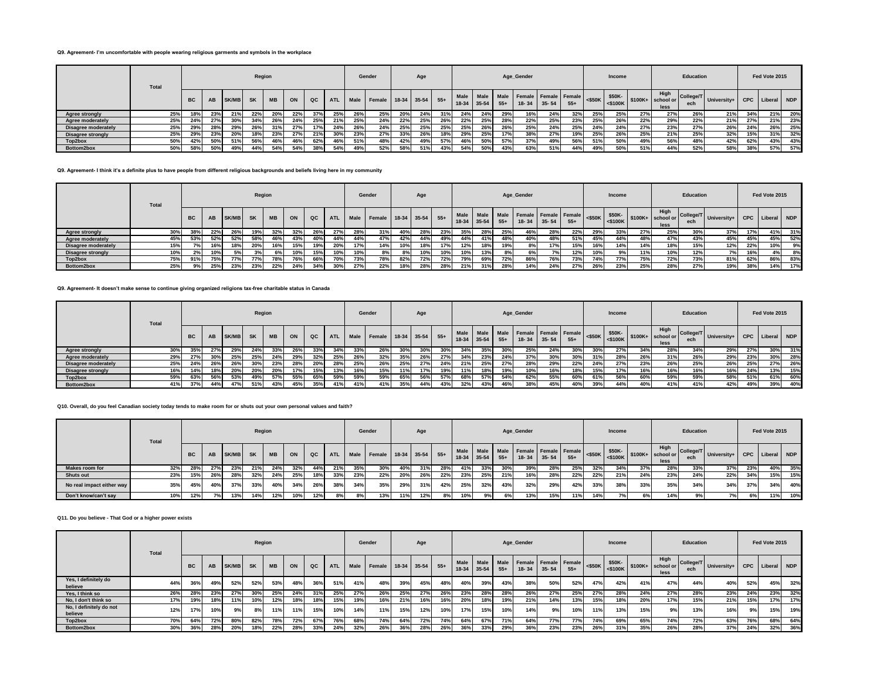**Q9. Agreement- I'm uncomfortable with people wearing religious garments and symbols in the workplace**

| | Total | Region | | | | | | | | Gender | | Age | | | Age_Gender | | | | | | Income | | | Education | | | Fed Vote 2015 | | |
|---|---|---|---|---|---|---|---|---|---|---|---|---|---|---|---|---|---|---|---|---|---|---|---|---|---|---|---|---|---|
| | | BC | AB | SK/MB | SK | MB | ON | QC | ATL | Male | Female | 18-34 | 35-54 | 55+ | Male 18-34 | Male 35-54 | Male 55+ | Female 18- 34 | Female 35- 54 | Female 55+ | <$50K | $50K-<$100K | $100K+ | High school or less | College/Tech | University+ | CPC | Liberal | NDP |
| Agree strongly | 25% | 18% | 23% | 21% | 22% | 20% | 22% | 37% | 25% | 26% | 25% | 20% | 24% | 31% | 24% | 24% | 29% | 16% | 24% | 32% | 25% | 25% | 27% | 27% | 26% | 21% | 34% | 21% | 20% |
| Agree moderately | 25% | 24% | 27% | 30% | 34% | 26% | 24% | 25% | 21% | 25% | 24% | 22% | 25% | 26% | 22% | 25% | 28% | 22% | 25% | 23% | 25% | 26% | 22% | 29% | 22% | 21% | 27% | 21% | 23% |
| Disagree moderately | 25% | 29% | 28% | 29% | 26% | 31% | 27% | 17% | 24% | 26% | 24% | 25% | 25% | 25% | 25% | 26% | 26% | 25% | 24% | 25% | 24% | 24% | 27% | 23% | 27% | 26% | 24% | 26% | 25% |
| Disagree strongly | 25% | 29% | 23% | 20% | 18% | 23% | 27% | 21% | 30% | 23% | 27% | 33% | 26% | 18% | 29% | 25% | 17% | 38% | 27% | 19% | 25% | 26% | 25% | 21% | 25% | 32% | 15% | 31% | 32% |
| Top2box | 50% | 42% | 50% | 51% | 56% | 46% | 46% | 62% | 46% | 51% | 48% | 42% | 49% | 57% | 46% | 50% | 57% | 37% | 49% | 56% | 51% | 50% | 49% | 56% | 48% | 42% | 62% | 43% | 43% |
| Bottom2box | 50% | 58% | 50% | 49% | 44% | 54% | 54% | 38% | 54% | 49% | 52% | 58% | 51% | 43% | 54% | 50% | 43% | 63% | 51% | 44% | 49% | 50% | 51% | 44% | 52% | 58% | 38% | 57% | 57% |

**Q9. Agreement- I think it's a definite plus to have people from different religious backgrounds and beliefs living here in my community**

| | Total | Region | | | | | | | | Gender | | Age | | | Age_Gender | | | | | | Income | | | Education | | | Fed Vote 2015 | | |
|---|---|---|---|---|---|---|---|---|---|---|---|---|---|---|---|---|---|---|---|---|---|---|---|---|---|---|---|---|---|
| | | BC | AB | SK/MB | SK | MB | ON | QC | ATL | Male | Female | 18-34 | 35-54 | 55+ | Male 18-34 | Male 35-54 | Male 55+ | Female 18- 34 | Female 35- 54 | Female 55+ | <$50K | $50K-<$100K | $100K+ | High school or less | College/Tech | University+ | CPC | Liberal | NDP |
| Agree strongly | 30% | 38% | 22% | 26% | 19% | 32% | 32% | 26% | 27% | 28% | 31% | 40% | 28% | 23% | 35% | 28% | 25% | 46% | 28% | 22% | 29% | 33% | 27% | 25% | 30% | 37% | 17% | 41% | 31% |
| Agree moderately | 45% | 53% | 52% | 52% | 58% | 46% | 43% | 40% | 44% | 44% | 47% | 42% | 44% | 49% | 44% | 41% | 48% | 40% | 48% | 51% | 45% | 44% | 48% | 47% | 43% | 45% | 45% | 45% | 52% |
| Disagree moderately | 15% | 7% | 16% | 18% | 20% | 16% | 15% | 19% | 20% | 17% | 14% | 10% | 18% | 17% | 12% | 18% | 19% | 8% | 17% | 15% | 16% | 14% | 14% | 18% | 15% | 12% | 22% | 10% | 9% |
| Disagree strongly | 10% | 2% | 10% | 5% | 3% | 6% | 10% | 15% | 10% | 10% | 8% | 8% | 10% | 10% | 10% | 13% | 8% | 6% | 7% | 12% | 10% | 9% | 11% | 10% | 12% | 7% | 16% | 4% | 8% |
| Top2box | 75% | 91% | 75% | 77% | 77% | 78% | 76% | 66% | 70% | 73% | 78% | 82% | 72% | 72% | 79% | 69% | 72% | 86% | 76% | 73% | 74% | 77% | 75% | 72% | 73% | 81% | 62% | 86% | 83% |
| Bottom2box | 25% | 9% | 25% | 23% | 23% | 22% | 24% | 34% | 30% | 27% | 22% | 18% | 28% | 28% | 21% | 31% | 28% | 14% | 24% | 27% | 26% | 23% | 25% | 28% | 27% | 19% | 38% | 14% | 17% |

**Q9. Agreement- It doesn't make sense to continue giving organized religions tax-free charitable status in Canada**

| | Total | Region | | | | | | | | Gender | | Age | | | Age_Gender | | | | | | Income | | | Education | | | Fed Vote 2015 | | |
|---|---|---|---|---|---|---|---|---|---|---|---|---|---|---|---|---|---|---|---|---|---|---|---|---|---|---|---|---|---|
| | | BC | AB | SK/MB | SK | MB | ON | QC | ATL | Male | Female | 18-34 | 35-54 | 55+ | Male 18-34 | Male 35-54 | Male 55+ | Female 18- 34 | Female 35- 54 | Female 55+ | <$50K | $50K-<$100K | $100K+ | High school or less | College/Tech | University+ | CPC | Liberal | NDP |
| Agree strongly | 30% | 35% | 27% | 29% | 24% | 33% | 26% | 33% | 34% | 33% | 26% | 30% | 30% | 30% | 34% | 35% | 30% | 25% | 24% | 30% | 30% | 27% | 34% | 28% | 34% | 29% | 27% | 30% | 31% |
| Agree moderately | 29% | 27% | 30% | 25% | 25% | 24% | 29% | 32% | 25% | 26% | 32% | 35% | 26% | 27% | 34% | 23% | 24% | 37% | 30% | 30% | 31% | 28% | 26% | 31% | 26% | 29% | 23% | 30% | 28% |
| Disagree moderately | 25% | 24% | 26% | 26% | 30% | 23% | 28% | 20% | 28% | 25% | 26% | 25% | 27% | 24% | 21% | 25% | 27% | 28% | 29% | 22% | 24% | 27% | 23% | 26% | 25% | 26% | 25% | 27% | 26% |
| Disagree strongly | 16% | 14% | 18% | 20% | 20% | 20% | 17% | 15% | 13% | 16% | 15% | 11% | 17% | 19% | 11% | 18% | 19% | 10% | 16% | 18% | 15% | 17% | 16% | 16% | 16% | 16% | 24% | 13% | 15% |
| Top2box | 59% | 63% | 56% | 53% | 49% | 57% | 55% | 65% | 59% | 59% | 59% | 65% | 56% | 57% | 68% | 57% | 54% | 62% | 55% | 60% | 61% | 56% | 60% | 59% | 59% | 58% | 51% | 61% | 60% |
| Bottom2box | 41% | 37% | 44% | 47% | 51% | 43% | 45% | 35% | 41% | 41% | 41% | 35% | 44% | 43% | 32% | 43% | 46% | 38% | 45% | 40% | 39% | 44% | 40% | 41% | 41% | 42% | 49% | 39% | 40% |

**Q10. Overall, do you feel Canadian society today tends to make room for or shuts out your own personal values and faith?**

| | Total | Region | | | | | | | | Gender | | Age | | | Age_Gender | | | | | | Income | | | Education | | | Fed Vote 2015 | | |
|---|---|---|---|---|---|---|---|---|---|---|---|---|---|---|---|---|---|---|---|---|---|---|---|---|---|---|---|---|---|
| | | BC | AB | SK/MB | SK | MB | ON | QC | ATL | Male | Female | 18-34 | 35-54 | 55+ | Male 18-34 | Male 35-54 | Male 55+ | Female 18- 34 | Female 35- 54 | Female 55+ | <$50K | $50K-<$100K | $100K+ | High school or less | College/Tech | University+ | CPC | Liberal | NDP |
| Makes room for | 32% | 28% | 27% | 23% | 21% | 24% | 32% | 44% | 21% | 35% | 30% | 40% | 31% | 28% | 41% | 33% | 30% | 39% | 28% | 25% | 32% | 34% | 37% | 28% | 33% | 37% | 23% | 40% | 35% |
| Shuts out | 23% | 15% | 26% | 28% | 32% | 24% | 25% | 18% | 33% | 23% | 22% | 20% | 26% | 22% | 23% | 25% | 21% | 16% | 28% | 22% | 22% | 21% | 24% | 23% | 24% | 22% | 34% | 15% | 15% |
| No real impact either way | 35% | 45% | 40% | 37% | 33% | 40% | 34% | 26% | 38% | 34% | 35% | 29% | 31% | 42% | 25% | 32% | 43% | 32% | 29% | 42% | 33% | 38% | 33% | 35% | 34% | 34% | 37% | 34% | 40% |
| Don't know/can't say | 10% | 12% | 7% | 13% | 14% | 12% | 10% | 12% | 8% | 8% | 13% | 11% | 12% | 8% | 10% | 9% | 6% | 13% | 15% | 11% | 14% | 7% | 6% | 14% | 9% | 7% | 6% | 11% | 10% |

**Q11. Do you believe - That God or a higher power exists**

| | Total | Region | | | | | | | | Gender | | Age | | | Age_Gender | | | | | | Income | | | Education | | | Fed Vote 2015 | | |
|---|---|---|---|---|---|---|---|---|---|---|---|---|---|---|---|---|---|---|---|---|---|---|---|---|---|---|---|---|---|
| | | BC | AB | SK/MB | SK | MB | ON | QC | ATL | Male | Female | 18-34 | 35-54 | 55+ | Male 18-34 | Male 35-54 | Male 55+ | Female 18- 34 | Female 35- 54 | Female 55+ | <$50K | $50K-<$100K | $100K+ | High school or less | College/Tech | University+ | CPC | Liberal | NDP |
| Yes, I definitely do believe | 44% | 36% | 49% | 52% | 52% | 53% | 48% | 36% | 51% | 41% | 48% | 39% | 45% | 48% | 40% | 39% | 43% | 38% | 50% | 52% | 47% | 42% | 41% | 47% | 44% | 40% | 52% | 45% | 32% |
| Yes, I think so | 26% | 28% | 23% | 27% | 30% | 25% | 24% | 31% | 25% | 27% | 26% | 25% | 27% | 26% | 23% | 28% | 28% | 26% | 27% | 25% | 27% | 28% | 24% | 27% | 28% | 23% | 24% | 23% | 32% |
| No, I don't think so | 17% | 19% | 18% | 11% | 10% | 12% | 18% | 18% | 15% | 19% | 16% | 21% | 16% | 16% | 20% | 18% | 19% | 21% | 14% | 13% | 15% | 18% | 20% | 17% | 15% | 21% | 15% | 17% | 17% |
| No, I definitely do not believe | 12% | 17% | 10% | 9% | 8% | 11% | 11% | 15% | 10% | 14% | 11% | 15% | 12% | 10% | 17% | 15% | 10% | 14% | 9% | 10% | 11% | 13% | 15% | 9% | 13% | 16% | 9% | 15% | 19% |
| Top2box | 70% | 64% | 72% | 80% | 82% | 78% | 72% | 67% | 76% | 68% | 74% | 64% | 72% | 74% | 64% | 67% | 71% | 64% | 77% | 77% | 74% | 69% | 65% | 74% | 72% | 63% | 76% | 68% | 64% |
| Bottom2box | 30% | 36% | 28% | 20% | 18% | 22% | 28% | 33% | 24% | 32% | 26% | 36% | 28% | 26% | 36% | 33% | 29% | 36% | 23% | 23% | 26% | 31% | 35% | 26% | 28% | 37% | 24% | 32% | 36% |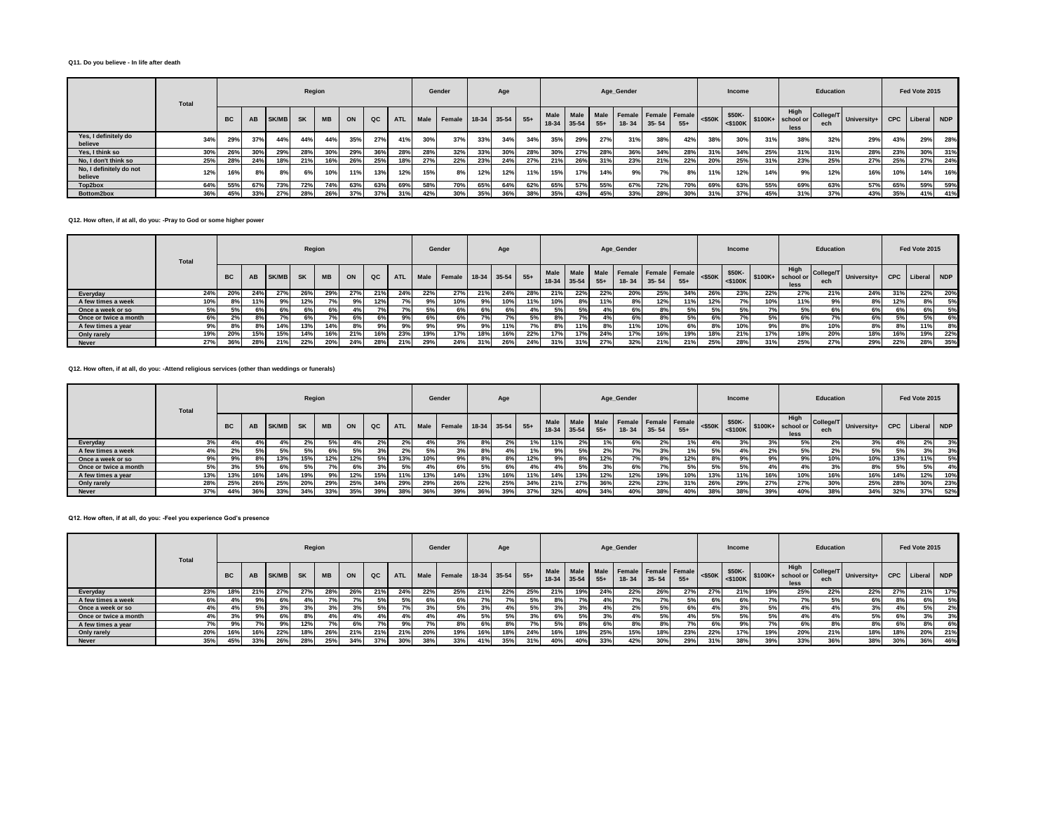**Q11. Do you believe - In life after death**

| | Total | Region | | | | | | | | Gender | | Age | | | Age_Gender | | | | | | Income | | | Education | | | Fed Vote 2015 | | |
|---|---|---|---|---|---|---|---|---|---|---|---|---|---|---|---|---|---|---|---|---|---|---|---|---|---|---|---|---|---|
| | | BC | AB | SK/MB | SK | MB | ON | QC | ATL | Male | Female | 18-34 | 35-54 | 55+ | Male 18-34 | Male 35-54 | Male 55+ | Female 18- 34 | Female 35- 54 | Female 55+ | <$50K | $50K-<$100K | $100K+ | High school or less | College/Tech | University+ | CPC | Liberal | NDP |
| Yes, I definitely do believe | 34% | 29% | 37% | 44% | 44% | 44% | 35% | 27% | 41% | 30% | 37% | 33% | 34% | 34% | 35% | 29% | 27% | 31% | 38% | 42% | 38% | 30% | 31% | 38% | 32% | 29% | 43% | 29% | 28% |
| Yes, I think so | 30% | 26% | 30% | 29% | 28% | 30% | 29% | 36% | 28% | 28% | 32% | 33% | 30% | 28% | 30% | 27% | 28% | 36% | 34% | 28% | 31% | 34% | 25% | 31% | 31% | 28% | 23% | 30% | 31% |
| No, I don't think so | 25% | 28% | 24% | 18% | 21% | 16% | 26% | 25% | 18% | 27% | 22% | 23% | 24% | 27% | 21% | 26% | 31% | 23% | 21% | 22% | 20% | 25% | 31% | 23% | 25% | 27% | 25% | 27% | 24% |
| No, I definitely do not believe | 12% | 16% | 8% | 8% | 6% | 10% | 11% | 13% | 12% | 15% | 8% | 12% | 12% | 11% | 15% | 17% | 14% | 9% | 7% | 8% | 11% | 12% | 14% | 9% | 12% | 16% | 10% | 14% | 16% |
| Top2box | 64% | 55% | 67% | 73% | 72% | 74% | 63% | 63% | 69% | 58% | 70% | 65% | 64% | 62% | 65% | 57% | 55% | 67% | 72% | 70% | 69% | 63% | 55% | 69% | 63% | 57% | 65% | 59% | 59% |
| Bottom2box | 36% | 45% | 33% | 27% | 28% | 26% | 37% | 37% | 31% | 42% | 30% | 35% | 36% | 38% | 35% | 43% | 45% | 33% | 28% | 30% | 31% | 37% | 45% | 31% | 37% | 43% | 35% | 41% | 41% |

**Q12. How often, if at all, do you: -Pray to God or some higher power**

| | Total | Region | | | | | | | | Gender | | Age | | | Age_Gender | | | | | | Income | | | Education | | | Fed Vote 2015 | | |
|---|---|---|---|---|---|---|---|---|---|---|---|---|---|---|---|---|---|---|---|---|---|---|---|---|---|---|---|---|---|
| | | BC | AB | SK/MB | SK | MB | ON | QC | ATL | Male | Female | 18-34 | 35-54 | 55+ | Male 18-34 | Male 35-54 | Male 55+ | Female 18- 34 | Female 35- 54 | Female 55+ | <$50K | $50K-<$100K | $100K+ | High school or less | College/Tech | University+ | CPC | Liberal | NDP |
| Everyday | 24% | 20% | 24% | 27% | 26% | 29% | 27% | 21% | 24% | 22% | 27% | 21% | 24% | 28% | 21% | 22% | 22% | 20% | 25% | 34% | 26% | 23% | 22% | 27% | 21% | 24% | 31% | 22% | 20% |
| A few times a week | 10% | 8% | 11% | 9% | 12% | 7% | 9% | 12% | 7% | 9% | 10% | 9% | 10% | 11% | 10% | 8% | 11% | 8% | 12% | 11% | 12% | 7% | 10% | 11% | 9% | 8% | 12% | 8% | 5% |
| Once a week or so | 5% | 5% | 6% | 6% | 6% | 6% | 4% | 7% | 7% | 5% | 6% | 6% | 6% | 4% | 5% | 5% | 4% | 6% | 8% | 5% | 5% | 5% | 7% | 5% | 6% | 6% | 6% | 6% | 5% |
| Once or twice a month | 6% | 2% | 8% | 7% | 6% | 7% | 6% | 6% | 9% | 6% | 6% | 7% | 7% | 5% | 8% | 7% | 4% | 6% | 8% | 5% | 6% | 7% | 5% | 6% | 7% | 6% | 5% | 5% | 6% |
| A few times a year | 9% | 8% | 8% | 14% | 13% | 14% | 8% | 9% | 9% | 9% | 9% | 9% | 11% | 7% | 8% | 11% | 8% | 11% | 10% | 6% | 8% | 10% | 9% | 8% | 10% | 8% | 8% | 11% | 8% |
| Only rarely | 19% | 20% | 15% | 15% | 14% | 16% | 21% | 16% | 23% | 19% | 17% | 18% | 16% | 22% | 17% | 17% | 24% | 17% | 16% | 19% | 18% | 21% | 17% | 18% | 20% | 18% | 16% | 19% | 22% |
| Never | 27% | 36% | 28% | 21% | 22% | 20% | 24% | 28% | 21% | 29% | 24% | 31% | 26% | 24% | 31% | 31% | 27% | 32% | 21% | 21% | 25% | 28% | 31% | 25% | 27% | 29% | 22% | 28% | 35% |

**Q12. How often, if at all, do you: -Attend religious services (other than weddings or funerals)**

| | Total | Region | | | | | | | | Gender | | Age | | | Age_Gender | | | | | | Income | | | Education | | | Fed Vote 2015 | | |
|---|---|---|---|---|---|---|---|---|---|---|---|---|---|---|---|---|---|---|---|---|---|---|---|---|---|---|---|---|---|
| | | BC | AB | SK/MB | SK | MB | ON | QC | ATL | Male | Female | 18-34 | 35-54 | 55+ | Male 18-34 | Male 35-54 | Male 55+ | Female 18- 34 | Female 35- 54 | Female 55+ | <$50K | $50K-<$100K | $100K+ | High school or less | College/Tech | University+ | CPC | Liberal | NDP |
| Everyday | 3% | 4% | 4% | 4% | 2% | 5% | 4% | 2% | 2% | 4% | 3% | 8% | 2% | 1% | 11% | 2% | 1% | 6% | 2% | 1% | 4% | 3% | 3% | 5% | 2% | 3% | 4% | 2% | 3% |
| A few times a week | 4% | 2% | 5% | 5% | 5% | 6% | 5% | 3% | 2% | 5% | 3% | 8% | 4% | 1% | 9% | 5% | 2% | 7% | 3% | 1% | 5% | 4% | 2% | 5% | 2% | 5% | 5% | 3% | 3% |
| Once a week or so | 9% | 9% | 8% | 13% | 15% | 12% | 12% | 5% | 13% | 10% | 9% | 8% | 8% | 12% | 9% | 8% | 12% | 7% | 8% | 12% | 8% | 9% | 9% | 9% | 10% | 10% | 13% | 11% | 5% |
| Once or twice a month | 5% | 3% | 5% | 6% | 5% | 7% | 6% | 3% | 5% | 4% | 6% | 5% | 6% | 4% | 4% | 5% | 3% | 6% | 7% | 5% | 5% | 5% | 4% | 4% | 3% | 8% | 5% | 5% | 4% |
| A few times a year | 13% | 13% | 16% | 14% | 19% | 9% | 12% | 15% | 11% | 13% | 14% | 13% | 16% | 11% | 14% | 13% | 12% | 12% | 19% | 10% | 13% | 11% | 16% | 10% | 16% | 16% | 14% | 12% | 10% |
| Only rarely | 28% | 25% | 26% | 25% | 20% | 29% | 25% | 34% | 29% | 29% | 26% | 22% | 25% | 34% | 21% | 27% | 36% | 22% | 23% | 31% | 26% | 29% | 27% | 27% | 30% | 25% | 28% | 30% | 23% |
| Never | 37% | 44% | 36% | 33% | 34% | 33% | 35% | 39% | 38% | 36% | 39% | 36% | 39% | 37% | 32% | 40% | 34% | 40% | 38% | 40% | 38% | 38% | 39% | 40% | 38% | 34% | 32% | 37% | 52% |

**Q12. How often, if at all, do you: -Feel you experience God's presence**

| | Total | Region | | | | | | | | Gender | | Age | | | Age_Gender | | | | | | Income | | | Education | | | Fed Vote 2015 | | |
|---|---|---|---|---|---|---|---|---|---|---|---|---|---|---|---|---|---|---|---|---|---|---|---|---|---|---|---|---|---|
| | | BC | AB | SK/MB | SK | MB | ON | QC | ATL | Male | Female | 18-34 | 35-54 | 55+ | Male 18-34 | Male 35-54 | Male 55+ | Female 18- 34 | Female 35- 54 | Female 55+ | <$50K | $50K-<$100K | $100K+ | High school or less | College/Tech | University+ | CPC | Liberal | NDP |
| Everyday | 23% | 18% | 21% | 27% | 27% | 28% | 26% | 21% | 24% | 22% | 25% | 21% | 22% | 25% | 21% | 19% | 24% | 22% | 26% | 27% | 27% | 21% | 19% | 25% | 22% | 22% | 27% | 21% | 17% |
| A few times a week | 6% | 4% | 9% | 6% | 4% | 7% | 7% | 5% | 5% | 6% | 6% | 7% | 7% | 5% | 8% | 7% | 4% | 7% | 7% | 5% | 6% | 6% | 7% | 7% | 5% | 6% | 8% | 6% | 5% |
| Once a week or so | 4% | 4% | 5% | 3% | 3% | 3% | 3% | 5% | 7% | 3% | 5% | 3% | 4% | 5% | 3% | 3% | 4% | 2% | 5% | 6% | 4% | 3% | 5% | 4% | 4% | 3% | 4% | 5% | 2% |
| Once or twice a month | 4% | 3% | 9% | 6% | 8% | 4% | 4% | 4% | 4% | 4% | 4% | 5% | 5% | 3% | 6% | 5% | 3% | 4% | 5% | 4% | 5% | 5% | 5% | 4% | 4% | 5% | 6% | 3% | 3% |
| A few times a year | 7% | 9% | 7% | 9% | 12% | 7% | 6% | 7% | 9% | 7% | 8% | 6% | 8% | 7% | 5% | 8% | 6% | 8% | 8% | 7% | 6% | 9% | 7% | 6% | 8% | 8% | 6% | 8% | 6% |
| Only rarely | 20% | 16% | 16% | 22% | 18% | 26% | 21% | 21% | 21% | 20% | 19% | 16% | 18% | 24% | 16% | 18% | 25% | 15% | 18% | 23% | 22% | 17% | 19% | 20% | 21% | 18% | 18% | 20% | 21% |
| Never | 35% | 45% | 33% | 26% | 28% | 25% | 34% | 37% | 30% | 38% | 33% | 41% | 35% | 31% | 40% | 40% | 33% | 42% | 30% | 29% | 31% | 38% | 39% | 33% | 36% | 38% | 30% | 36% | 46% |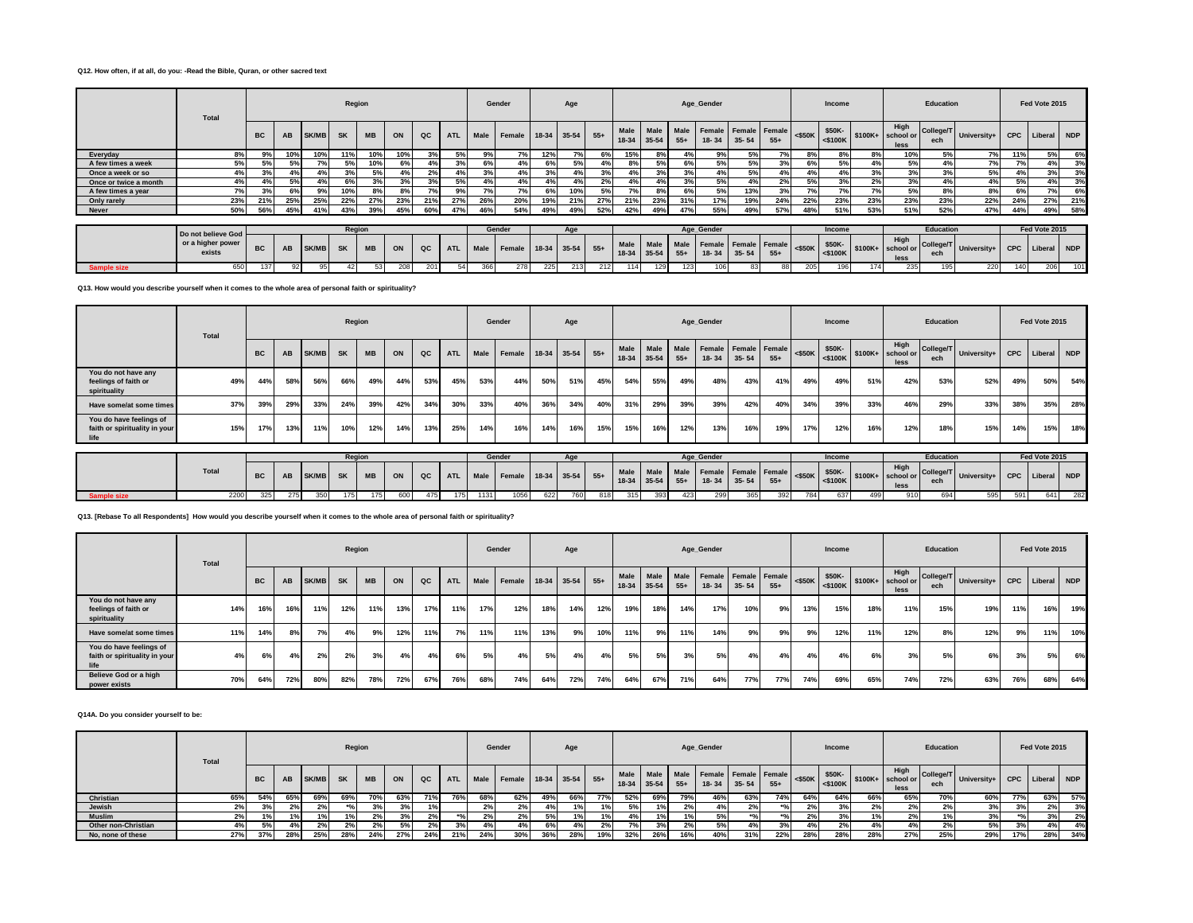**Q12. How often, if at all, do you: -Read the Bible, Quran, or other sacred text**

| | Total | Region | | | | | | | | Gender | | Age | | | Age_Gender | | | | | | Income | | | Education | | | Fed Vote 2015 | | |
|---|---|---|---|---|---|---|---|---|---|---|---|---|---|---|---|---|---|---|---|---|---|---|---|---|---|---|---|---|---|
| | | BC | AB | SK/MB | SK | MB | ON | QC | ATL | Male | Female | 18-34 | 35-54 | 55+ | Male 18-34 | Male 35-54 | Male 55+ | Female 18- 34 | Female 35- 54 | Female 55+ | <$50K | $50K-<$100K | $100K+ | High school or less | College/Tech | University+ | CPC | Liberal | NDP |
| Everyday | 8% | 9% | 10% | 10% | 11% | 10% | 10% | 3% | 5% | 9% | 7% | 12% | 7% | 6% | 15% | 8% | 4% | 9% | 5% | 7% | 8% | 8% | 8% | 10% | 5% | 7% | 11% | 5% | 6% |
| A few times a week | 5% | 5% | 5% | 7% | 5% | 10% | 6% | 4% | 3% | 6% | 4% | 6% | 5% | 4% | 8% | 5% | 6% | 5% | 5% | 3% | 6% | 5% | 4% | 5% | 4% | 7% | 7% | 4% | 3% |
| Once a week or so | 4% | 3% | 4% | 4% | 3% | 5% | 4% | 2% | 4% | 3% | 4% | 3% | 4% | 3% | 4% | 3% | 3% | 4% | 5% | 4% | 4% | 4% | 3% | 3% | 3% | 5% | 4% | 3% | 3% |
| Once or twice a month | 4% | 4% | 5% | 4% | 6% | 3% | 3% | 3% | 5% | 4% | 4% | 4% | 4% | 2% | 4% | 4% | 3% | 5% | 4% | 2% | 5% | 3% | 2% | 3% | 4% | 4% | 5% | 4% | 3% |
| A few times a year | 7% | 3% | 6% | 9% | 10% | 8% | 8% | 7% | 9% | 7% | 7% | 6% | 10% | 5% | 7% | 8% | 6% | 5% | 13% | 3% | 7% | 7% | 7% | 5% | 8% | 8% | 6% | 7% | 6% |
| Only rarely | 23% | 21% | 25% | 25% | 22% | 27% | 23% | 21% | 27% | 26% | 20% | 19% | 21% | 27% | 21% | 23% | 31% | 17% | 19% | 24% | 22% | 23% | 23% | 23% | 23% | 22% | 24% | 27% | 21% |
| Never | 50% | 56% | 45% | 41% | 43% | 39% | 45% | 60% | 47% | 46% | 54% | 49% | 49% | 52% | 42% | 49% | 47% | 55% | 49% | 57% | 48% | 51% | 53% | 51% | 52% | 47% | 44% | 49% | 58% |
| Sample size (Do not believe God or a higher power exists) | 650 | 137 | 92 | 95 | 42 | 53 | 208 | 201 | 54 | 366 | 278 | 225 | 213 | 212 | 114 | 129 | 123 | 106 | 83 | 88 | 205 | 196 | 174 | 235 | 195 | 220 | 140 | 206 | 101 |

**Q13. How would you describe yourself when it comes to the whole area of personal faith or spirituality?**

| | Total | Region | | | | | | | | Gender | | Age | | | Age_Gender | | | | | | Income | | | Education | | | Fed Vote 2015 | | |
|---|---|---|---|---|---|---|---|---|---|---|---|---|---|---|---|---|---|---|---|---|---|---|---|---|---|---|---|---|---|
| | | BC | AB | SK/MB | SK | MB | ON | QC | ATL | Male | Female | 18-34 | 35-54 | 55+ | Male 18-34 | Male 35-54 | Male 55+ | Female 18- 34 | Female 35- 54 | Female 55+ | <$50K | $50K-<$100K | $100K+ | High school or less | College/Tech | University+ | CPC | Liberal | NDP |
| You do not have any feelings of faith or spirituality | 49% | 44% | 58% | 56% | 66% | 49% | 44% | 53% | 45% | 53% | 44% | 50% | 51% | 45% | 54% | 55% | 49% | 48% | 43% | 41% | 49% | 49% | 51% | 42% | 53% | 52% | 49% | 50% | 54% |
| Have some/at some times | 37% | 39% | 29% | 33% | 24% | 39% | 42% | 34% | 30% | 33% | 40% | 36% | 34% | 40% | 31% | 29% | 39% | 39% | 42% | 40% | 34% | 39% | 33% | 46% | 29% | 33% | 38% | 35% | 28% |
| You do have feelings of faith or spirituality in your life | 15% | 17% | 13% | 11% | 10% | 12% | 14% | 13% | 25% | 14% | 16% | 14% | 16% | 15% | 15% | 16% | 12% | 13% | 16% | 19% | 17% | 12% | 16% | 12% | 18% | 15% | 14% | 15% | 18% |
| Sample size | 2200 | 325 | 275 | 350 | 175 | 175 | 600 | 475 | 175 | 1131 | 1056 | 622 | 760 | 818 | 315 | 393 | 423 | 299 | 365 | 392 | 784 | 637 | 499 | 910 | 694 | 595 | 591 | 641 | 282 |

**Q13. [Rebase To all Respondents] How would you describe yourself when it comes to the whole area of personal faith or spirituality?**

| | Total | Region | | | | | | | | Gender | | Age | | | Age_Gender | | | | | | Income | | | Education | | | Fed Vote 2015 | | |
|---|---|---|---|---|---|---|---|---|---|---|---|---|---|---|---|---|---|---|---|---|---|---|---|---|---|---|---|---|---|
| | | BC | AB | SK/MB | SK | MB | ON | QC | ATL | Male | Female | 18-34 | 35-54 | 55+ | Male 18-34 | Male 35-54 | Male 55+ | Female 18- 34 | Female 35- 54 | Female 55+ | <$50K | $50K-<$100K | $100K+ | High school or less | College/Tech | University+ | CPC | Liberal | NDP |
| You do not have any feelings of faith or spirituality | 14% | 16% | 16% | 11% | 12% | 11% | 13% | 17% | 11% | 17% | 12% | 18% | 14% | 12% | 19% | 18% | 14% | 17% | 10% | 9% | 13% | 15% | 18% | 11% | 15% | 19% | 11% | 16% | 19% |
| Have some/at some times | 11% | 14% | 8% | 7% | 4% | 9% | 12% | 11% | 7% | 11% | 11% | 13% | 9% | 10% | 11% | 9% | 11% | 14% | 9% | 9% | 9% | 12% | 11% | 12% | 8% | 12% | 9% | 11% | 10% |
| You do have feelings of faith or spirituality in your life | 4% | 6% | 4% | 2% | 2% | 3% | 4% | 4% | 6% | 5% | 4% | 5% | 4% | 4% | 5% | 5% | 3% | 5% | 4% | 4% | 4% | 4% | 6% | 3% | 5% | 6% | 3% | 5% | 6% |
| Believe God or a high power exists | 70% | 64% | 72% | 80% | 82% | 78% | 72% | 67% | 76% | 68% | 74% | 64% | 72% | 74% | 64% | 67% | 71% | 64% | 77% | 77% | 74% | 69% | 65% | 74% | 72% | 63% | 76% | 68% | 64% |

**Q14A. Do you consider yourself to be:**

| | Total | Region | | | | | | | | Gender | | Age | | | Age_Gender | | | | | | Income | | | Education | | | Fed Vote 2015 | | |
|---|---|---|---|---|---|---|---|---|---|---|---|---|---|---|---|---|---|---|---|---|---|---|---|---|---|---|---|---|---|
| | | BC | AB | SK/MB | SK | MB | ON | QC | ATL | Male | Female | 18-34 | 35-54 | 55+ | Male 18-34 | Male 35-54 | Male 55+ | Female 18- 34 | Female 35- 54 | Female 55+ | <$50K | $50K-<$100K | $100K+ | High school or less | College/Tech | University+ | CPC | Liberal | NDP |
| Christian | 65% | 54% | 65% | 69% | 69% | 70% | 63% | 71% | 76% | 68% | 62% | 49% | 66% | 77% | 52% | 69% | 79% | 46% | 63% | 74% | 64% | 64% | 66% | 65% | 70% | 60% | 77% | 63% | 57% |
| Jewish | 2% | 3% | 2% | 2% | *% | 3% | 3% | 1% | | 2% | 2% | 4% | 1% | 1% | 5% | 1% | 2% | 4% | 2% | *% | 2% | 3% | 2% | 2% | 2% | 3% | 3% | 2% | 3% |
| Muslim | 2% | 1% | 1% | 1% | 1% | 2% | 3% | 2% | *% | 2% | 2% | 5% | 1% | 1% | 4% | 1% | 1% | 5% | *% | *% | 2% | 3% | 1% | 2% | 1% | 3% | *% | 3% | 2% |
| Other non-Christian | 4% | 5% | 4% | 2% | 2% | 2% | 5% | 2% | 3% | 4% | 4% | 6% | 4% | 2% | 7% | 3% | 2% | 5% | 4% | 3% | 4% | 2% | 4% | 4% | 2% | 5% | 3% | 4% | 4% |
| No, none of these | 27% | 37% | 28% | 25% | 28% | 24% | 27% | 24% | 21% | 24% | 30% | 36% | 28% | 19% | 32% | 26% | 16% | 40% | 31% | 22% | 28% | 28% | 28% | 27% | 25% | 29% | 17% | 28% | 34% |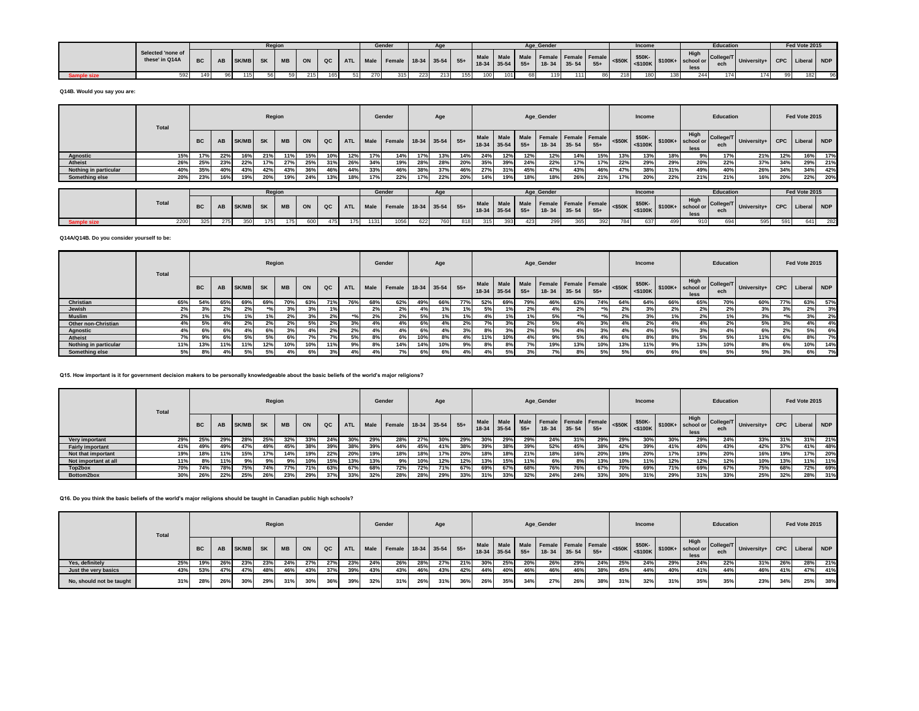| | Selected 'none of these' in Q14A | Region | | | | | | | | Gender | | Age | | | Age_Gender | | | | | | Income | | | Education | | | Fed Vote 2015 | | |
|---|---|---|---|---|---|---|---|---|---|---|---|---|---|---|---|---|---|---|---|---|---|---|---|---|---|---|---|---|---|
| | | BC | AB | SK/MB | SK | MB | ON | QC | ATL | Male | Female | 18-34 | 35-54 | 55+ | Male 18-34 | Male 35-54 | Male 55+ | Female 18-34 | Female 35-54 | Female 55+ | <$50K | $50K-<$100K | $100K+ | High school or less | College/Tech | University+ | CPC | Liberal | NDP |
| Sample size | 592 | 149 | 96 | 115 | 56 | 59 | 215 | 165 | 51 | 270 | 315 | 223 | 213 | 155 | 100 | 101 | 68 | 119 | 111 | 86 | 218 | 180 | 138 | 244 | 174 | 174 | 99 | 182 | 96 |

**Q14B. Would you say you are:**

| | Total | Region | | | | | | | | Gender | | Age | | | Age_Gender | | | | | | Income | | | Education | | | Fed Vote 2015 | | |
|---|---|---|---|---|---|---|---|---|---|---|---|---|---|---|---|---|---|---|---|---|---|---|---|---|---|---|---|---|---|
| | | BC | AB | SK/MB | SK | MB | ON | QC | ATL | Male | Female | 18-34 | 35-54 | 55+ | Male 18-34 | Male 35-54 | Male 55+ | Female 18-34 | Female 35-54 | Female 55+ | <$50K | $50K-<$100K | $100K+ | High school or less | College/Tech | University+ | CPC | Liberal | NDP |
| Agnostic | 15% | 17% | 22% | 16% | 21% | 11% | 15% | 10% | 12% | 17% | 14% | 17% | 13% | 14% | 24% | 12% | 12% | 12% | 14% | 15% | 13% | 13% | 18% | 9% | 17% | 21% | 12% | 16% | 17% |
| Atheist | 26% | 25% | 23% | 22% | 17% | 27% | 25% | 31% | 26% | 34% | 19% | 28% | 28% | 20% | 35% | 39% | 24% | 22% | 17% | 17% | 22% | 29% | 29% | 20% | 22% | 37% | 34% | 29% | 21% |
| Nothing in particular | 40% | 35% | 40% | 43% | 42% | 43% | 36% | 46% | 44% | 33% | 46% | 38% | 37% | 46% | 27% | 31% | 45% | 47% | 43% | 46% | 47% | 38% | 31% | 49% | 40% | 26% | 34% | 34% | 42% |
| Something else | 20% | 23% | 16% | 19% | 20% | 19% | 24% | 13% | 18% | 17% | 22% | 17% | 22% | 20% | 14% | 19% | 18% | 18% | 26% | 21% | 17% | 20% | 22% | 21% | 21% | 16% | 20% | 22% | 20% |

| | Total | Region | | | | | | | | Gender | | Age | | | Age_Gender | | | | | | Income | | | Education | | | Fed Vote 2015 | | |
|---|---|---|---|---|---|---|---|---|---|---|---|---|---|---|---|---|---|---|---|---|---|---|---|---|---|---|---|---|---|
| | | BC | AB | SK/MB | SK | MB | ON | QC | ATL | Male | Female | 18-34 | 35-54 | 55+ | Male 18-34 | Male 35-54 | Male 55+ | Female 18-34 | Female 35-54 | Female 55+ | <$50K | $50K-<$100K | $100K+ | High school or less | College/Tech | University+ | CPC | Liberal | NDP |
| Sample size | 2200 | 325 | 275 | 350 | 175 | 175 | 600 | 475 | 175 | 1131 | 1056 | 622 | 760 | 818 | 315 | 393 | 423 | 299 | 365 | 392 | 784 | 637 | 499 | 910 | 694 | 595 | 591 | 641 | 282 |

**Q14A/Q14B. Do you consider yourself to be:**

| | Total | Region | | | | | | | | Gender | | Age | | | Age_Gender | | | | | | Income | | | Education | | | Fed Vote 2015 | | |
|---|---|---|---|---|---|---|---|---|---|---|---|---|---|---|---|---|---|---|---|---|---|---|---|---|---|---|---|---|---|
| | | BC | AB | SK/MB | SK | MB | ON | QC | ATL | Male | Female | 18-34 | 35-54 | 55+ | Male 18-34 | Male 35-54 | Male 55+ | Female 18-34 | Female 35-54 | Female 55+ | <$50K | $50K-<$100K | $100K+ | High school or less | College/Tech | University+ | CPC | Liberal | NDP |
| Christian | 65% | 54% | 65% | 69% | 69% | 70% | 63% | 71% | 76% | 68% | 62% | 49% | 66% | 77% | 52% | 69% | 79% | 46% | 63% | 74% | 64% | 64% | 66% | 65% | 70% | 60% | 77% | 63% | 57% |
| Jewish | 2% | 3% | 2% | 2% | *% | 3% | 3% | 1% | | 2% | 2% | 4% | 1% | 1% | 5% | 1% | 2% | 4% | 2% | *% | 2% | 3% | 2% | 2% | 2% | 3% | 3% | 2% | 3% |
| Muslim | 2% | 1% | 1% | 1% | 1% | 2% | 3% | 2% | *% | 2% | 2% | 5% | 1% | 1% | 4% | 1% | 1% | 5% | *% | *% | 2% | 3% | 1% | 2% | 1% | 3% | *% | 3% | 2% |
| Other non-Christian | 4% | 5% | 4% | 2% | 2% | 2% | 5% | 2% | 3% | 4% | 4% | 6% | 4% | 2% | 7% | 3% | 2% | 5% | 4% | 3% | 4% | 2% | 4% | 4% | 2% | 5% | 3% | 4% | 4% |
| Agnostic | 4% | 6% | 6% | 4% | 6% | 3% | 4% | 2% | 2% | 4% | 4% | 6% | 4% | 3% | 8% | 3% | 2% | 5% | 4% | 3% | 4% | 4% | 5% | 3% | 4% | 6% | 2% | 5% | 6% |
| Atheist | 7% | 9% | 6% | 5% | 5% | 6% | 7% | 7% | 5% | 8% | 6% | 10% | 8% | 4% | 11% | 10% | 4% | 9% | 5% | 4% | 6% | 8% | 8% | 5% | 5% | 11% | 6% | 8% | 7% |
| Nothing in particular | 11% | 13% | 11% | 11% | 12% | 10% | 10% | 11% | 9% | 8% | 14% | 14% | 10% | 9% | 8% | 8% | 7% | 19% | 13% | 10% | 13% | 11% | 9% | 13% | 10% | 8% | 6% | 10% | 14% |
| Something else | 5% | 8% | 4% | 5% | 5% | 4% | 6% | 3% | 4% | 4% | 7% | 6% | 6% | 4% | 4% | 5% | 3% | 7% | 8% | 5% | 5% | 6% | 6% | 6% | 5% | 5% | 3% | 6% | 7% |

**Q15. How important is it for government decision makers to be personally knowledgeable about the basic beliefs of the world's major religions?**

| | Total | Region | | | | | | | | Gender | | Age | | | Age_Gender | | | | | | Income | | | Education | | | Fed Vote 2015 | | |
|---|---|---|---|---|---|---|---|---|---|---|---|---|---|---|---|---|---|---|---|---|---|---|---|---|---|---|---|---|---|
| | | BC | AB | SK/MB | SK | MB | ON | QC | ATL | Male | Female | 18-34 | 35-54 | 55+ | Male 18-34 | Male 35-54 | Male 55+ | Female 18-34 | Female 35-54 | Female 55+ | <$50K | $50K-<$100K | $100K+ | High school or less | College/Tech | University+ | CPC | Liberal | NDP |
| Very important | 29% | 25% | 29% | 28% | 25% | 32% | 33% | 24% | 30% | 29% | 28% | 27% | 30% | 29% | 30% | 29% | 29% | 24% | 31% | 29% | 29% | 30% | 30% | 29% | 24% | 33% | 31% | 31% | 21% |
| Fairly important | 41% | 49% | 49% | 47% | 49% | 45% | 38% | 39% | 38% | 39% | 44% | 45% | 41% | 38% | 39% | 38% | 39% | 52% | 45% | 38% | 42% | 39% | 41% | 40% | 43% | 42% | 37% | 41% | 48% |
| Not that important | 19% | 18% | 11% | 15% | 17% | 14% | 19% | 22% | 20% | 19% | 18% | 18% | 17% | 20% | 18% | 18% | 21% | 18% | 16% | 20% | 19% | 20% | 17% | 19% | 20% | 16% | 19% | 17% | 20% |
| Not important at all | 11% | 8% | 11% | 9% | 9% | 9% | 10% | 15% | 13% | 13% | 9% | 10% | 12% | 12% | 13% | 15% | 11% | 6% | 8% | 13% | 10% | 11% | 12% | 12% | 12% | 10% | 13% | 11% | 11% |
| Top2box | 70% | 74% | 78% | 75% | 74% | 77% | 71% | 63% | 67% | 68% | 72% | 72% | 71% | 67% | 69% | 67% | 68% | 76% | 76% | 67% | 70% | 69% | 71% | 69% | 67% | 75% | 68% | 72% | 69% |
| Bottom2box | 30% | 26% | 22% | 25% | 26% | 23% | 29% | 37% | 33% | 32% | 28% | 28% | 29% | 33% | 31% | 33% | 32% | 24% | 24% | 33% | 30% | 31% | 29% | 31% | 33% | 25% | 32% | 28% | 31% |

**Q16. Do you think the basic beliefs of the world's major religions should be taught in Canadian public high schools?**

| | Total | Region | | | | | | | | Gender | | Age | | | Age_Gender | | | | | | Income | | | Education | | | Fed Vote 2015 | | |
|---|---|---|---|---|---|---|---|---|---|---|---|---|---|---|---|---|---|---|---|---|---|---|---|---|---|---|---|---|---|
| | | BC | AB | SK/MB | SK | MB | ON | QC | ATL | Male | Female | 18-34 | 35-54 | 55+ | Male 18-34 | Male 35-54 | Male 55+ | Female 18-34 | Female 35-54 | Female 55+ | <$50K | $50K-<$100K | $100K+ | High school or less | College/Tech | University+ | CPC | Liberal | NDP |
| Yes, definitely | 25% | 19% | 26% | 23% | 23% | 24% | 27% | 27% | 23% | 24% | 26% | 28% | 27% | 21% | 30% | 25% | 20% | 26% | 29% | 24% | 25% | 24% | 29% | 24% | 22% | 31% | 26% | 28% | 21% |
| Just the very basics | 43% | 53% | 47% | 47% | 48% | 46% | 43% | 37% | 39% | 43% | 43% | 46% | 43% | 42% | 44% | 40% | 46% | 46% | 46% | 38% | 45% | 44% | 40% | 41% | 44% | 46% | 41% | 47% | 41% |
| No, should not be taught | 31% | 28% | 26% | 30% | 29% | 31% | 30% | 36% | 39% | 32% | 31% | 26% | 31% | 36% | 26% | 35% | 34% | 27% | 26% | 38% | 31% | 32% | 31% | 35% | 35% | 23% | 34% | 25% | 38% |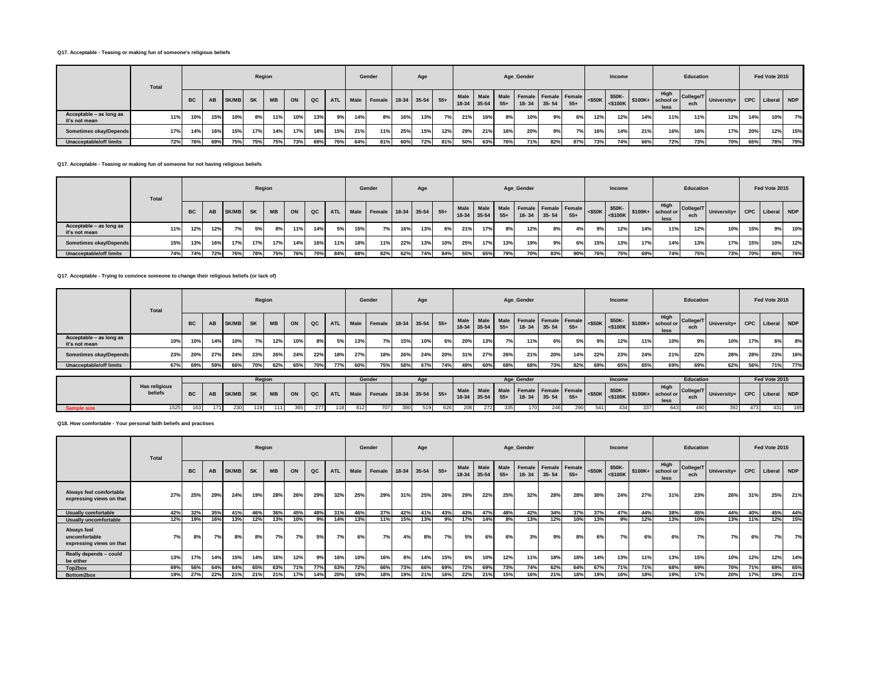**Q17. Acceptable - Teasing or making fun of someone's religious beliefs**

| | Total | Region | | | | | | | | Gender | | Age | | | Age_Gender | | | | | | Income | | | Education | | | Fed Vote 2015 | | |
|---|---|---|---|---|---|---|---|---|---|---|---|---|---|---|---|---|---|---|---|---|---|---|---|---|---|---|---|---|---|
| | | BC | AB | SK/MB | SK | MB | ON | QC | ATL | Male | Female | 18-34 | 35-54 | 55+ | Male 18-34 | Male 35-54 | Male 55+ | Female 18- 34 | Female 35- 54 | Female 55+ | <$50K | $50K- <$100K | $100K+ | High school or less | College/Tech | University+ | CPC | Liberal | NDP |
| Acceptable – as long as it's not mean | 11% | 10% | 15% | 10% | 8% | 11% | 10% | 13% | 9% | 14% | 8% | 16% | 13% | 7% | 21% | 16% | 8% | 10% | 9% | 6% | 12% | 12% | 14% | 11% | 11% | 12% | 14% | 10% | 7% |
| Sometimes okay/Depends | 17% | 14% | 16% | 15% | 17% | 14% | 17% | 18% | 15% | 21% | 11% | 25% | 15% | 12% | 29% | 21% | 16% | 20% | 9% | 7% | 16% | 14% | 21% | 16% | 16% | 17% | 20% | 12% | 15% |
| Unacceptable/off limits | 72% | 76% | 69% | 75% | 75% | 75% | 73% | 69% | 76% | 64% | 81% | 60% | 72% | 81% | 50% | 63% | 76% | 71% | 82% | 87% | 73% | 74% | 66% | 72% | 73% | 70% | 65% | 78% | 79% |

**Q17. Acceptable - Teasing or making fun of someone for not having religious beliefs**

| | Total | Region | | | | | | | | Gender | | Age | | | Age_Gender | | | | | | Income | | | Education | | | Fed Vote 2015 | | |
|---|---|---|---|---|---|---|---|---|---|---|---|---|---|---|---|---|---|---|---|---|---|---|---|---|---|---|---|---|---|
| | | BC | AB | SK/MB | SK | MB | ON | QC | ATL | Male | Female | 18-34 | 35-54 | 55+ | Male 18-34 | Male 35-54 | Male 55+ | Female 18- 34 | Female 35- 54 | Female 55+ | <$50K | $50K- <$100K | $100K+ | High school or less | College/Tech | University+ | CPC | Liberal | NDP |
| Acceptable – as long as it's not mean | 11% | 12% | 12% | 7% | 5% | 8% | 11% | 14% | 5% | 15% | 7% | 16% | 13% | 6% | 21% | 17% | 8% | 12% | 8% | 4% | 9% | 12% | 14% | 11% | 12% | 10% | 15% | 9% | 10% |
| Sometimes okay/Depends | 15% | 13% | 16% | 17% | 17% | 17% | 14% | 16% | 11% | 18% | 11% | 22% | 13% | 10% | 25% | 17% | 13% | 19% | 9% | 6% | 15% | 13% | 17% | 14% | 13% | 17% | 15% | 10% | 12% |
| Unacceptable/off limits | 74% | 74% | 72% | 76% | 78% | 75% | 76% | 70% | 84% | 68% | 82% | 62% | 74% | 84% | 55% | 65% | 79% | 70% | 83% | 90% | 76% | 75% | 69% | 74% | 75% | 73% | 70% | 80% | 79% |

**Q17. Acceptable - Trying to convince someone to change their religious beliefs (or lack of)**

| | Total | Region | | | | | | | | Gender | | Age | | | Age_Gender | | | | | | Income | | | Education | | | Fed Vote 2015 | | |
|---|---|---|---|---|---|---|---|---|---|---|---|---|---|---|---|---|---|---|---|---|---|---|---|---|---|---|---|---|---|
| | | BC | AB | SK/MB | SK | MB | ON | QC | ATL | Male | Female | 18-34 | 35-54 | 55+ | Male 18-34 | Male 35-54 | Male 55+ | Female 18- 34 | Female 35- 54 | Female 55+ | <$50K | $50K- <$100K | $100K+ | High school or less | College/Tech | University+ | CPC | Liberal | NDP |
| Acceptable – as long as it's not mean | 10% | 10% | 14% | 10% | 7% | 12% | 10% | 8% | 5% | 13% | 7% | 15% | 10% | 6% | 20% | 13% | 7% | 11% | 6% | 5% | 9% | 12% | 11% | 10% | 9% | 10% | 17% | 6% | 8% |
| Sometimes okay/Depends | 23% | 20% | 27% | 24% | 23% | 26% | 24% | 22% | 18% | 27% | 18% | 26% | 24% | 20% | 31% | 27% | 26% | 21% | 20% | 14% | 22% | 23% | 24% | 21% | 22% | 28% | 28% | 23% | 16% |
| Unacceptable/off limits | 67% | 69% | 59% | 66% | 70% | 62% | 65% | 70% | 77% | 60% | 75% | 58% | 67% | 74% | 49% | 60% | 68% | 68% | 73% | 82% | 69% | 65% | 65% | 69% | 69% | 62% | 56% | 71% | 77% |

| | Has religious beliefs | Region | | | | | | | | Gender | | Age | | | Age_Gender | | | | | | Income | | | Education | | | Fed Vote 2015 | | |
|---|---|---|---|---|---|---|---|---|---|---|---|---|---|---|---|---|---|---|---|---|---|---|---|---|---|---|---|---|---|
| | | BC | AB | SK/MB | SK | MB | ON | QC | ATL | Male | Female | 18-34 | 35-54 | 55+ | Male 18-34 | Male 35-54 | Male 55+ | Female 18- 34 | Female 35- 54 | Female 55+ | <$50K | $50K- <$100K | $100K+ | High school or less | College/Tech | University+ | CPC | Liberal | NDP |
| Sample size | 1525 | 163 | 171 | 230 | 119 | 111 | 365 | 277 | 118 | 812 | 707 | 380 | 519 | 626 | 206 | 272 | 335 | 170 | 246 | 290 | 541 | 434 | 337 | 643 | 490 | 392 | 473 | 431 | 165 |

**Q18. How comfortable - Your personal faith beliefs and practises**

| | Total | Region | | | | | | | | Gender | | Age | | | Age_Gender | | | | | | Income | | | Education | | | Fed Vote 2015 | | |
|---|---|---|---|---|---|---|---|---|---|---|---|---|---|---|---|---|---|---|---|---|---|---|---|---|---|---|---|---|---|
| | | BC | AB | SK/MB | SK | MB | ON | QC | ATL | Male | Female | 18-34 | 35-54 | 55+ | Male 18-34 | Male 35-54 | Male 55+ | Female 18- 34 | Female 35- 54 | Female 55+ | <$50K | $50K- <$100K | $100K+ | High school or less | College/Tech | University+ | CPC | Liberal | NDP |
| Always feel comfortable expressing views on that | 27% | 25% | 29% | 24% | 19% | 28% | 26% | 29% | 32% | 25% | 29% | 31% | 25% | 26% | 29% | 22% | 25% | 32% | 28% | 28% | 30% | 24% | 27% | 31% | 23% | 26% | 31% | 25% | 21% |
| Usually comfortable | 42% | 32% | 35% | 41% | 46% | 36% | 45% | 48% | 31% | 46% | 37% | 42% | 41% | 43% | 43% | 47% | 48% | 42% | 34% | 37% | 37% | 47% | 44% | 38% | 45% | 44% | 40% | 45% | 44% |
| Usually uncomfortable | 12% | 19% | 16% | 13% | 12% | 13% | 10% | 9% | 14% | 13% | 11% | 15% | 13% | 9% | 17% | 14% | 8% | 13% | 12% | 10% | 13% | 9% | 12% | 13% | 10% | 13% | 11% | 12% | 15% |
| Always feel uncomfortable expressing views on that | 7% | 8% | 7% | 8% | 8% | 7% | 7% | 5% | 7% | 6% | 7% | 4% | 8% | 7% | 5% | 6% | 6% | 3% | 9% | 8% | 6% | 7% | 6% | 6% | 7% | 7% | 6% | 7% | 7% |
| Really depends – could be either | 13% | 17% | 14% | 15% | 14% | 16% | 12% | 9% | 16% | 10% | 16% | 8% | 14% | 15% | 6% | 10% | 12% | 11% | 18% | 18% | 14% | 13% | 11% | 13% | 15% | 10% | 12% | 12% | 14% |
| Top2box | 69% | 56% | 64% | 64% | 65% | 63% | 71% | 77% | 63% | 72% | 66% | 73% | 66% | 69% | 72% | 69% | 73% | 74% | 62% | 64% | 67% | 71% | 71% | 68% | 69% | 70% | 71% | 69% | 65% |
| Bottom2box | 19% | 27% | 22% | 21% | 21% | 21% | 17% | 14% | 20% | 19% | 18% | 19% | 21% | 16% | 22% | 21% | 15% | 16% | 21% | 18% | 19% | 16% | 18% | 19% | 17% | 20% | 17% | 19% | 21% |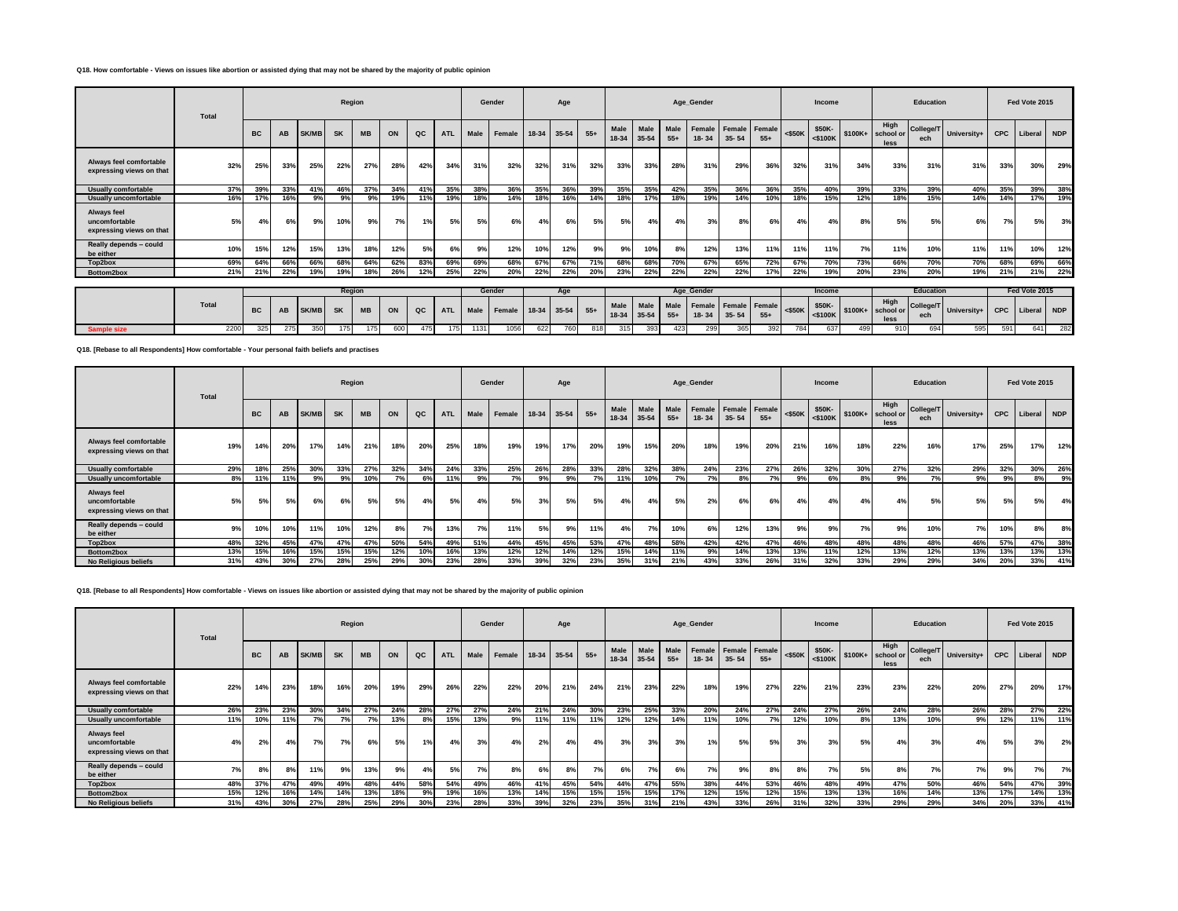**Q18. How comfortable - Views on issues like abortion or assisted dying that may not be shared by the majority of public opinion**

| | Total | Region | | | | | | | | Gender | | Age | | | Age_Gender | | | | | | Income | | | Education | | | Fed Vote 2015 | | |
|---|---|---|---|---|---|---|---|---|---|---|---|---|---|---|---|---|---|---|---|---|---|---|---|---|---|---|---|---|---|
| | | BC | AB | SK/MB | SK | MB | ON | QC | ATL | Male | Female | 18-34 | 35-54 | 55+ | Male 18-34 | Male 35-54 | Male 55+ | Female 18- 34 | Female 35- 54 | Female 55+ | <$50K | $50K-<$100K | $100K+ | High school or less | College/Tech | University+ | CPC | Liberal | NDP |
| Always feel comfortable expressing views on that | 32% | 25% | 33% | 25% | 22% | 27% | 28% | 42% | 34% | 31% | 32% | 32% | 31% | 32% | 33% | 33% | 28% | 31% | 29% | 36% | 32% | 31% | 34% | 33% | 31% | 31% | 33% | 30% | 29% |
| Usually comfortable | 37% | 39% | 33% | 41% | 46% | 37% | 34% | 41% | 35% | 38% | 36% | 35% | 36% | 39% | 35% | 35% | 42% | 35% | 36% | 36% | 35% | 40% | 39% | 33% | 39% | 40% | 35% | 39% | 38% |
| Usually uncomfortable | 16% | 17% | 16% | 9% | 9% | 9% | 19% | 11% | 19% | 18% | 14% | 18% | 16% | 14% | 18% | 17% | 18% | 19% | 14% | 10% | 18% | 15% | 12% | 18% | 15% | 14% | 14% | 17% | 19% |
| Always feel uncomfortable expressing views on that | 5% | 4% | 6% | 9% | 10% | 9% | 7% | 1% | 5% | 5% | 6% | 4% | 6% | 5% | 5% | 4% | 4% | 3% | 8% | 6% | 4% | 4% | 8% | 5% | 5% | 6% | 7% | 5% | 3% |
| Really depends – could be either | 10% | 15% | 12% | 15% | 13% | 18% | 12% | 5% | 6% | 9% | 12% | 10% | 12% | 9% | 9% | 10% | 8% | 12% | 13% | 11% | 11% | 11% | 7% | 11% | 10% | 11% | 11% | 10% | 12% |
| Top2box | 69% | 64% | 66% | 66% | 68% | 64% | 62% | 83% | 69% | 69% | 68% | 67% | 67% | 71% | 68% | 68% | 70% | 67% | 65% | 72% | 67% | 70% | 73% | 66% | 70% | 70% | 68% | 69% | 66% |
| Bottom2box | 21% | 21% | 22% | 19% | 19% | 18% | 26% | 12% | 25% | 22% | 20% | 22% | 22% | 20% | 23% | 22% | 22% | 22% | 22% | 17% | 22% | 19% | 20% | 23% | 20% | 19% | 21% | 21% | 22% |
| Sample size | 2200 | 325 | 275 | 350 | 175 | 175 | 600 | 475 | 175 | 1131 | 1056 | 622 | 760 | 818 | 315 | 393 | 423 | 299 | 365 | 392 | 784 | 637 | 499 | 910 | 694 | 595 | 591 | 641 | 282 |

**Q18. [Rebase to all Respondents] How comfortable - Your personal faith beliefs and practises**

| | Total | Region | | | | | | | | Gender | | Age | | | Age_Gender | | | | | | Income | | | Education | | | Fed Vote 2015 | | |
|---|---|---|---|---|---|---|---|---|---|---|---|---|---|---|---|---|---|---|---|---|---|---|---|---|---|---|---|---|---|
| | | BC | AB | SK/MB | SK | MB | ON | QC | ATL | Male | Female | 18-34 | 35-54 | 55+ | Male 18-34 | Male 35-54 | Male 55+ | Female 18- 34 | Female 35- 54 | Female 55+ | <$50K | $50K-<$100K | $100K+ | High school or less | College/Tech | University+ | CPC | Liberal | NDP |
| Always feel comfortable expressing views on that | 19% | 14% | 20% | 17% | 14% | 21% | 18% | 20% | 25% | 18% | 19% | 19% | 17% | 20% | 19% | 15% | 20% | 18% | 19% | 20% | 21% | 16% | 18% | 22% | 16% | 17% | 25% | 17% | 12% |
| Usually comfortable | 29% | 18% | 25% | 30% | 33% | 27% | 32% | 34% | 24% | 33% | 25% | 26% | 28% | 33% | 28% | 32% | 38% | 24% | 23% | 27% | 26% | 32% | 30% | 27% | 32% | 29% | 32% | 30% | 26% |
| Usually uncomfortable | 8% | 11% | 11% | 9% | 9% | 10% | 7% | 6% | 11% | 9% | 7% | 9% | 9% | 7% | 11% | 10% | 7% | 7% | 8% | 7% | 9% | 6% | 8% | 9% | 7% | 9% | 9% | 8% | 9% |
| Always feel uncomfortable expressing views on that | 5% | 5% | 5% | 6% | 6% | 5% | 5% | 4% | 5% | 4% | 5% | 3% | 5% | 5% | 4% | 4% | 5% | 2% | 6% | 6% | 4% | 4% | 4% | 4% | 5% | 5% | 5% | 5% | 4% |
| Really depends – could be either | 9% | 10% | 10% | 11% | 10% | 12% | 8% | 7% | 13% | 7% | 11% | 5% | 9% | 11% | 4% | 7% | 10% | 6% | 12% | 13% | 9% | 9% | 7% | 9% | 10% | 7% | 10% | 8% | 8% |
| Top2box | 48% | 32% | 45% | 47% | 47% | 47% | 50% | 54% | 49% | 51% | 44% | 45% | 45% | 53% | 47% | 48% | 58% | 42% | 42% | 47% | 46% | 48% | 48% | 48% | 48% | 46% | 57% | 47% | 38% |
| Bottom2box | 13% | 15% | 16% | 15% | 15% | 15% | 12% | 10% | 16% | 13% | 12% | 12% | 14% | 12% | 15% | 14% | 11% | 9% | 14% | 13% | 13% | 11% | 12% | 13% | 12% | 13% | 13% | 13% | 13% |
| No Religious beliefs | 31% | 43% | 30% | 27% | 28% | 25% | 29% | 30% | 23% | 28% | 33% | 39% | 32% | 23% | 35% | 31% | 21% | 43% | 33% | 26% | 31% | 32% | 33% | 29% | 29% | 34% | 20% | 33% | 41% |

**Q18. [Rebase to all Respondents] How comfortable - Views on issues like abortion or assisted dying that may not be shared by the majority of public opinion**

| | Total | Region | | | | | | | | Gender | | Age | | | Age_Gender | | | | | | Income | | | Education | | | Fed Vote 2015 | | |
|---|---|---|---|---|---|---|---|---|---|---|---|---|---|---|---|---|---|---|---|---|---|---|---|---|---|---|---|---|---|
| | | BC | AB | SK/MB | SK | MB | ON | QC | ATL | Male | Female | 18-34 | 35-54 | 55+ | Male 18-34 | Male 35-54 | Male 55+ | Female 18- 34 | Female 35- 54 | Female 55+ | <$50K | $50K-<$100K | $100K+ | High school or less | College/Tech | University+ | CPC | Liberal | NDP |
| Always feel comfortable expressing views on that | 22% | 14% | 23% | 18% | 16% | 20% | 19% | 29% | 26% | 22% | 22% | 20% | 21% | 24% | 21% | 23% | 22% | 18% | 19% | 27% | 22% | 21% | 23% | 23% | 22% | 20% | 27% | 20% | 17% |
| Usually comfortable | 26% | 23% | 23% | 30% | 34% | 27% | 24% | 28% | 27% | 27% | 24% | 21% | 24% | 30% | 23% | 25% | 33% | 20% | 24% | 27% | 24% | 27% | 26% | 24% | 28% | 26% | 28% | 27% | 22% |
| Usually uncomfortable | 11% | 10% | 11% | 7% | 7% | 7% | 13% | 8% | 15% | 13% | 9% | 11% | 11% | 11% | 12% | 12% | 14% | 11% | 10% | 7% | 12% | 10% | 8% | 13% | 10% | 9% | 12% | 11% | 11% |
| Always feel uncomfortable expressing views on that | 4% | 2% | 4% | 7% | 7% | 6% | 5% | 1% | 4% | 3% | 4% | 2% | 4% | 4% | 3% | 3% | 3% | 1% | 5% | 5% | 3% | 3% | 5% | 4% | 3% | 4% | 5% | 3% | 2% |
| Really depends – could be either | 7% | 8% | 8% | 11% | 9% | 13% | 9% | 4% | 5% | 7% | 8% | 6% | 8% | 7% | 6% | 7% | 6% | 7% | 9% | 8% | 8% | 7% | 5% | 8% | 7% | 7% | 9% | 7% | 7% |
| Top2box | 48% | 37% | 47% | 49% | 49% | 48% | 44% | 58% | 54% | 49% | 46% | 41% | 45% | 54% | 44% | 47% | 55% | 38% | 44% | 53% | 46% | 48% | 49% | 47% | 50% | 46% | 54% | 47% | 39% |
| Bottom2box | 15% | 12% | 16% | 14% | 14% | 13% | 18% | 9% | 19% | 16% | 13% | 14% | 15% | 15% | 15% | 15% | 17% | 12% | 15% | 12% | 15% | 13% | 13% | 16% | 14% | 13% | 17% | 14% | 13% |
| No Religious beliefs | 31% | 43% | 30% | 27% | 28% | 25% | 29% | 30% | 23% | 28% | 33% | 39% | 32% | 23% | 35% | 31% | 21% | 43% | 33% | 26% | 31% | 32% | 33% | 29% | 29% | 34% | 20% | 33% | 41% |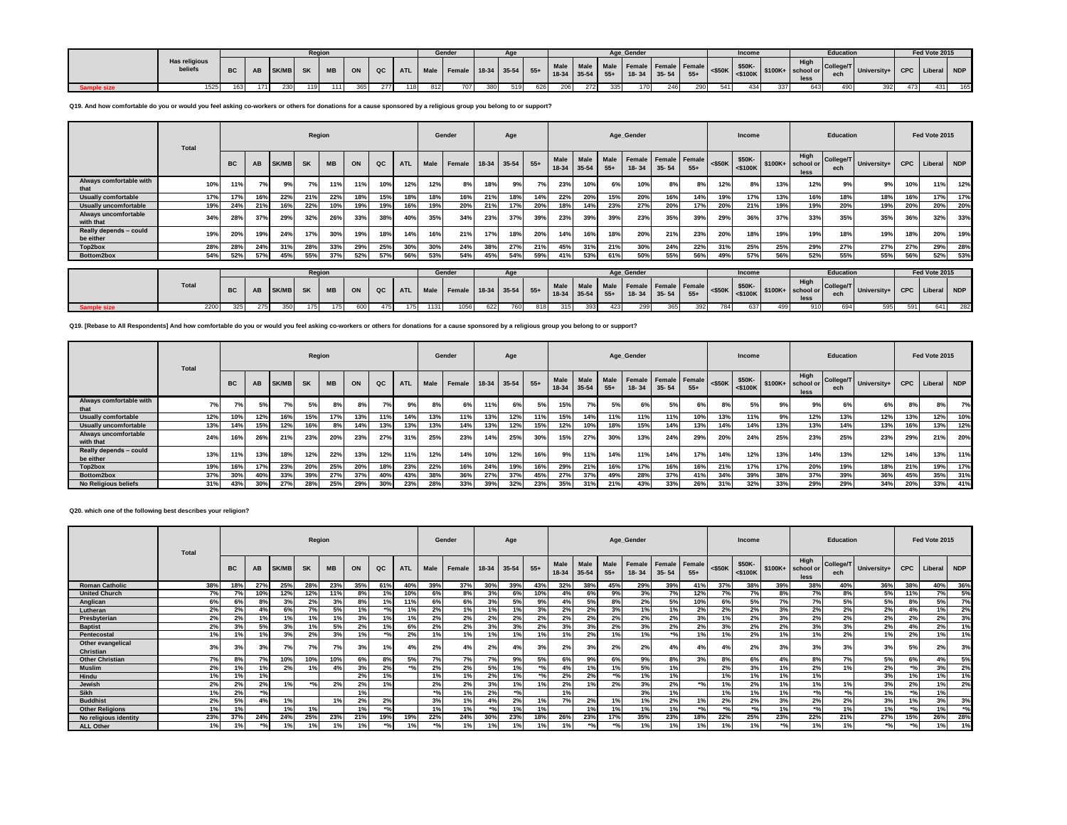| | Has religious beliefs | Region | | | | | | | | Gender | | Age | | | Age_Gender | | | | | | Income | | | Education | | | Fed Vote 2015 | | |
|---|---|---|---|---|---|---|---|---|---|---|---|---|---|---|---|---|---|---|---|---|---|---|---|---|---|---|---|---|---|
| | | BC | AB | SK/MB | SK | MB | ON | QC | ATL | Male | Female | 18-34 | 35-54 | 55+ | Male 18-34 | Male 35-54 | Male 55+ | Female 18- 34 | Female 35- 54 | Female 55+ | <$50K | $50K-<$100K | $100K+ | High school or less | College/Tech | University+ | CPC | Liberal | NDP |
| Sample size | 1525 | 163 | 171 | 230 | 119 | 111 | 365 | 277 | 118 | 812 | 707 | 380 | 519 | 626 | 206 | 272 | 335 | 170 | 246 | 290 | 541 | 434 | 337 | 643 | 490 | 392 | 473 | 431 | 165 |

**Q19. And how comfortable do you or would you feel asking co-workers or others for donations for a cause sponsored by a religious group you belong to or support?**

| | Total | Region | | | | | | | | Gender | | Age | | | Age_Gender | | | | | | Income | | | Education | | | Fed Vote 2015 | | |
|---|---|---|---|---|---|---|---|---|---|---|---|---|---|---|---|---|---|---|---|---|---|---|---|---|---|---|---|---|---|
| | | BC | AB | SK/MB | SK | MB | ON | QC | ATL | Male | Female | 18-34 | 35-54 | 55+ | Male 18-34 | Male 35-54 | Male 55+ | Female 18- 34 | Female 35- 54 | Female 55+ | <$50K | $50K-<$100K | $100K+ | High school or less | College/Tech | University+ | CPC | Liberal | NDP |
| Always comfortable with that | 10% | 11% | 7% | 9% | 7% | 11% | 11% | 10% | 12% | 12% | 8% | 18% | 9% | 7% | 23% | 10% | 6% | 10% | 8% | 8% | 12% | 8% | 13% | 12% | 9% | 9% | 10% | 11% | 12% |
| Usually comfortable | 17% | 17% | 16% | 22% | 21% | 22% | 18% | 15% | 18% | 18% | 16% | 21% | 18% | 14% | 22% | 20% | 15% | 20% | 16% | 14% | 19% | 17% | 13% | 16% | 18% | 18% | 16% | 17% | 17% |
| Usually uncomfortable | 19% | 24% | 21% | 16% | 22% | 10% | 19% | 19% | 16% | 19% | 20% | 21% | 17% | 20% | 18% | 14% | 23% | 27% | 20% | 17% | 20% | 21% | 19% | 19% | 20% | 19% | 20% | 20% | 20% |
| Always uncomfortable with that | 34% | 28% | 37% | 29% | 32% | 26% | 33% | 38% | 40% | 35% | 34% | 23% | 37% | 39% | 23% | 39% | 39% | 23% | 35% | 39% | 29% | 36% | 37% | 33% | 35% | 35% | 36% | 32% | 33% |
| Really depends – could be either | 19% | 20% | 19% | 24% | 17% | 30% | 19% | 18% | 14% | 16% | 21% | 17% | 18% | 20% | 14% | 16% | 18% | 20% | 21% | 23% | 20% | 18% | 19% | 19% | 18% | 19% | 18% | 20% | 19% |
| Top2box | 28% | 28% | 24% | 31% | 28% | 33% | 29% | 25% | 30% | 30% | 24% | 38% | 27% | 21% | 45% | 31% | 21% | 30% | 24% | 22% | 31% | 25% | 25% | 29% | 27% | 27% | 27% | 29% | 28% |
| Bottom2box | 54% | 52% | 57% | 45% | 55% | 37% | 52% | 57% | 56% | 53% | 54% | 45% | 54% | 59% | 41% | 53% | 61% | 50% | 55% | 56% | 49% | 57% | 56% | 52% | 55% | 55% | 56% | 52% | 53% |

| | Total | Region | | | | | | | | Gender | | Age | | | Age_Gender | | | | | | Income | | | Education | | | Fed Vote 2015 | | |
|---|---|---|---|---|---|---|---|---|---|---|---|---|---|---|---|---|---|---|---|---|---|---|---|---|---|---|---|---|---|
| | | BC | AB | SK/MB | SK | MB | ON | QC | ATL | Male | Female | 18-34 | 35-54 | 55+ | Male 18-34 | Male 35-54 | Male 55+ | Female 18- 34 | Female 35- 54 | Female 55+ | <$50K | $50K-<$100K | $100K+ | High school or less | College/Tech | University+ | CPC | Liberal | NDP |
| Sample size | 2200 | 325 | 275 | 350 | 175 | 175 | 600 | 475 | 175 | 1131 | 1056 | 622 | 760 | 818 | 315 | 393 | 423 | 299 | 365 | 392 | 784 | 637 | 499 | 910 | 694 | 595 | 591 | 641 | 282 |

**Q19. [Rebase to All Respondents] And how comfortable do you or would you feel asking co-workers or others for donations for a cause sponsored by a religious group you belong to or support?**

| | Total | Region | | | | | | | | Gender | | Age | | | Age_Gender | | | | | | Income | | | Education | | | Fed Vote 2015 | | |
|---|---|---|---|---|---|---|---|---|---|---|---|---|---|---|---|---|---|---|---|---|---|---|---|---|---|---|---|---|---|
| | | BC | AB | SK/MB | SK | MB | ON | QC | ATL | Male | Female | 18-34 | 35-54 | 55+ | Male 18-34 | Male 35-54 | Male 55+ | Female 18- 34 | Female 35- 54 | Female 55+ | <$50K | $50K-<$100K | $100K+ | High school or less | College/Tech | University+ | CPC | Liberal | NDP |
| Always comfortable with that | 7% | 7% | 5% | 7% | 5% | 8% | 8% | 7% | 9% | 8% | 6% | 11% | 6% | 5% | 15% | 7% | 5% | 6% | 5% | 6% | 8% | 5% | 9% | 9% | 6% | 6% | 8% | 8% | 7% |
| Usually comfortable | 12% | 10% | 12% | 16% | 15% | 17% | 13% | 11% | 14% | 13% | 11% | 13% | 12% | 11% | 15% | 14% | 11% | 11% | 11% | 10% | 13% | 11% | 9% | 12% | 13% | 12% | 13% | 12% | 10% |
| Usually uncomfortable | 13% | 14% | 15% | 12% | 16% | 8% | 14% | 13% | 13% | 13% | 14% | 13% | 12% | 15% | 12% | 10% | 18% | 15% | 14% | 13% | 14% | 14% | 13% | 13% | 14% | 13% | 16% | 13% | 12% |
| Always uncomfortable with that | 24% | 16% | 26% | 21% | 23% | 20% | 23% | 27% | 31% | 25% | 23% | 14% | 25% | 30% | 15% | 27% | 30% | 13% | 24% | 29% | 20% | 24% | 25% | 23% | 25% | 23% | 29% | 21% | 20% |
| Really depends – could be either | 13% | 11% | 13% | 18% | 12% | 22% | 13% | 12% | 11% | 12% | 14% | 10% | 12% | 16% | 9% | 11% | 14% | 11% | 14% | 17% | 14% | 12% | 13% | 14% | 13% | 12% | 14% | 13% | 11% |
| Top2box | 19% | 16% | 17% | 23% | 20% | 25% | 20% | 18% | 23% | 22% | 16% | 24% | 19% | 16% | 29% | 21% | 16% | 17% | 16% | 16% | 21% | 17% | 17% | 20% | 19% | 18% | 21% | 19% | 17% |
| Bottom2box | 37% | 30% | 40% | 33% | 39% | 27% | 37% | 40% | 43% | 38% | 36% | 27% | 37% | 45% | 27% | 37% | 49% | 28% | 37% | 41% | 34% | 39% | 38% | 37% | 39% | 36% | 45% | 35% | 31% |
| No Religious beliefs | 31% | 43% | 30% | 27% | 28% | 25% | 29% | 30% | 23% | 28% | 33% | 39% | 32% | 23% | 35% | 31% | 21% | 43% | 33% | 26% | 31% | 32% | 33% | 29% | 29% | 34% | 20% | 33% | 41% |

**Q20. which one of the following best describes your religion?**

| | Total | Region | | | | | | | | Gender | | Age | | | Age_Gender | | | | | | Income | | | Education | | | Fed Vote 2015 | | |
|---|---|---|---|---|---|---|---|---|---|---|---|---|---|---|---|---|---|---|---|---|---|---|---|---|---|---|---|---|---|
| | | BC | AB | SK/MB | SK | MB | ON | QC | ATL | Male | Female | 18-34 | 35-54 | 55+ | Male 18-34 | Male 35-54 | Male 55+ | Female 18- 34 | Female 35- 54 | Female 55+ | <$50K | $50K-<$100K | $100K+ | High school or less | College/Tech | University+ | CPC | Liberal | NDP |
| Roman Catholic | 38% | 18% | 27% | 25% | 28% | 23% | 35% | 61% | 40% | 39% | 37% | 30% | 39% | 43% | 32% | 38% | 45% | 29% | 39% | 41% | 37% | 38% | 39% | 38% | 40% | 36% | 38% | 40% | 36% |
| United Church | 7% | 7% | 10% | 12% | 12% | 11% | 8% | 1% | 10% | 6% | 8% | 3% | 6% | 10% | 4% | 6% | 9% | 3% | 7% | 12% | 7% | 7% | 8% | 7% | 8% | 5% | 11% | 7% | 5% |
| Anglican | 6% | 6% | 8% | 3% | 2% | 3% | 8% | 1% | 11% | 6% | 6% | 3% | 5% | 9% | 4% | 5% | 8% | 2% | 5% | 10% | 6% | 5% | 7% | 7% | 5% | 5% | 8% | 5% | 7% |
| Lutheran | 2% | 2% | 4% | 6% | 7% | 5% | 1% | *% | 1% | 2% | 1% | 1% | 1% | 3% | 2% | 2% | 3% | 1% | 1% | 2% | 2% | 2% | 3% | 2% | 2% | 2% | 4% | 1% | 2% |
| Presbyterian | 2% | 2% | 1% | 1% | 1% | 1% | 3% | 1% | 1% | 2% | 2% | 2% | 2% | 2% | 2% | 2% | 2% | 2% | 2% | 3% | 1% | 2% | 3% | 2% | 2% | 2% | 2% | 2% | 3% |
| Baptist | 2% | 3% | 5% | 3% | 1% | 5% | 2% | 1% | 6% | 2% | 2% | 3% | 3% | 2% | 3% | 3% | 2% | 3% | 2% | 2% | 3% | 2% | 2% | 3% | 3% | 2% | 4% | 2% | 1% |
| Pentecostal | 1% | 1% | 1% | 3% | 2% | 3% | 1% | *% | 2% | 1% | 1% | 1% | 1% | 1% | 1% | 2% | 1% | 1% | *% | 1% | 1% | 2% | 1% | 1% | 2% | 1% | 2% | 1% | 1% |
| Other evangelical Christian | 3% | 3% | 3% | 7% | 7% | 7% | 3% | 1% | 4% | 2% | 4% | 2% | 4% | 3% | 2% | 3% | 2% | 2% | 4% | 4% | 4% | 2% | 3% | 3% | 3% | 3% | 5% | 2% | 3% |
| Other Christian | 7% | 8% | 7% | 10% | 10% | 10% | 6% | 8% | 5% | 7% | 7% | 7% | 9% | 5% | 6% | 9% | 6% | 9% | 8% | 3% | 8% | 6% | 4% | 8% | 7% | 5% | 6% | 4% | 5% |
| Muslim | 2% | 1% | 1% | 2% | 1% | 4% | 3% | 2% | *% | 2% | 2% | 5% | 1% | *% | 4% | 1% | 1% | 5% | 1% | | 2% | 3% | 1% | 2% | 1% | 2% | *% | 3% | 2% |
| Hindu | 1% | 1% | 1% | | | | 2% | 1% | | 1% | 1% | 2% | 1% | *% | 2% | 2% | *% | 1% | 1% | | 1% | 1% | 1% | 1% | | 3% | 1% | 1% | 1% |
| Jewish | 2% | 2% | 2% | 1% | *% | 2% | 2% | 1% | | 2% | 2% | 3% | 1% | 1% | 2% | 1% | 2% | 3% | 2% | *% | 1% | 2% | 1% | 1% | 1% | 3% | 2% | 1% | 2% |
| Sikh | 1% | 2% | *% | | | | 1% | | | *% | 1% | 2% | *% | | 1% | | | 3% | 1% | | 1% | 1% | 1% | *% | *% | 1% | *% | 1% | |
| Buddhist | 2% | 5% | 4% | 1% | | 1% | 2% | 2% | | 3% | 1% | 4% | 2% | 1% | 7% | 2% | 1% | 1% | 2% | 1% | 2% | 2% | 3% | 2% | 2% | 3% | 1% | 3% | 3% |
| Other Religions | 1% | 1% | | 1% | 1% | | 1% | *% | | 1% | 1% | *% | 1% | 1% | | 1% | 1% | 1% | 1% | *% | *% | *% | 1% | *% | 1% | 1% | *% | 1% | *% |
| No religious identity | 23% | 37% | 24% | 24% | 25% | 23% | 21% | 19% | 19% | 22% | 24% | 30% | 23% | 18% | 26% | 23% | 17% | 35% | 23% | 18% | 22% | 25% | 23% | 22% | 21% | 27% | 15% | 26% | 28% |
| ALL Other | 1% | 1% | *% | 1% | 1% | 1% | 1% | *% | 1% | *% | 1% | 1% | 1% | 1% | 1% | *% | *% | 1% | 1% | 1% | 1% | 1% | *% | 1% | 1% | *% | *% | 1% | 1% |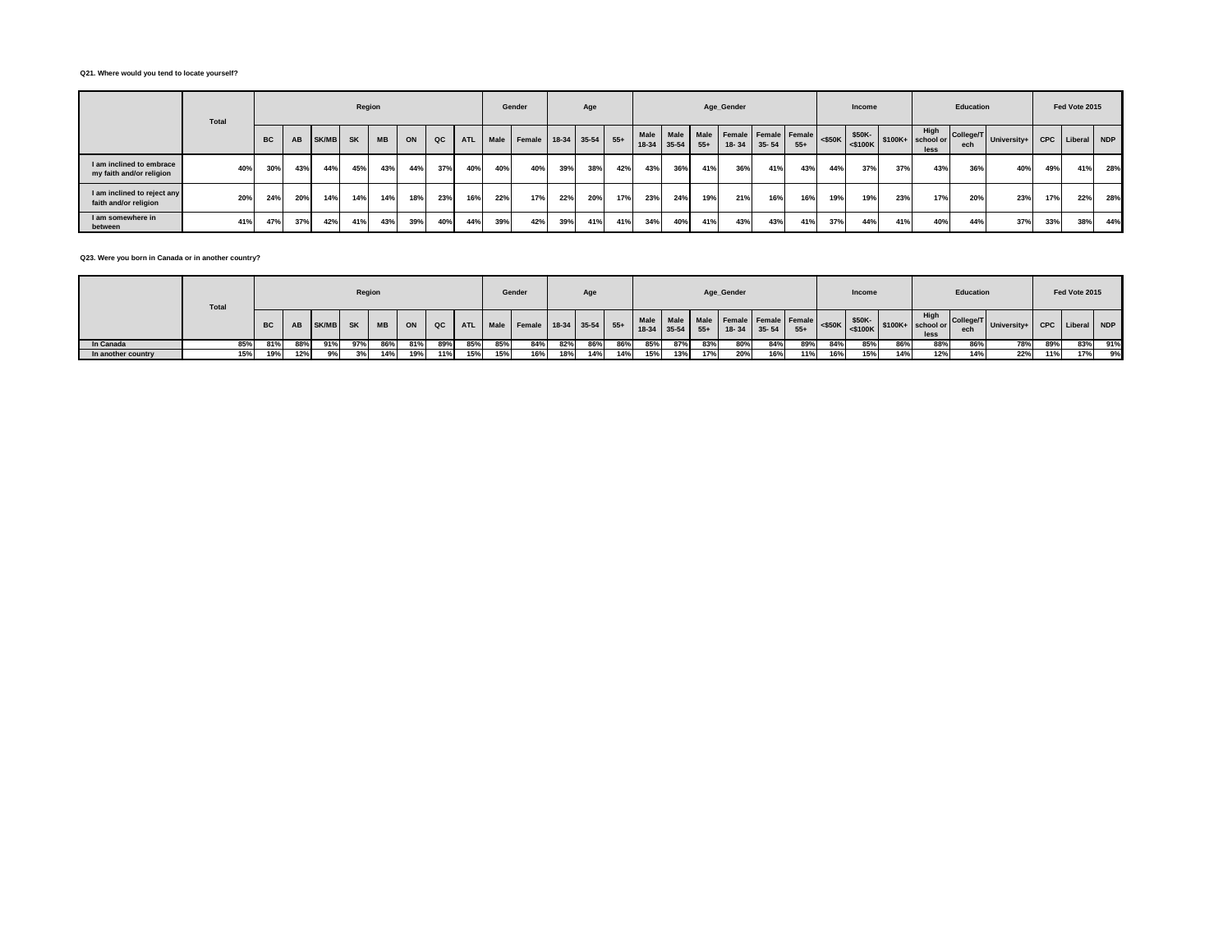**Q21. Where would you tend to locate yourself?**

| | Total | Region | | | | | | | | Gender | | Age | | | Age_Gender | | | | | | Income | | | Education | | | Fed Vote 2015 | | |
|---|---|---|---|---|---|---|---|---|---|---|---|---|---|---|---|---|---|---|---|---|---|---|---|---|---|---|---|---|---|
| | | BC | AB | SK/MB | SK | MB | ON | QC | ATL | Male | Female | 18-34 | 35-54 | 55+ | Male 18-34 | Male 35-54 | Male 55+ | Female 18- 34 | Female 35- 54 | Female 55+ | <$50K | $50K- <$100K | $100K+ | High school or less | College/Tech | University+ | CPC | Liberal | NDP |
| I am inclined to embrace my faith and/or religion | 40% | 30% | 43% | 44% | 45% | 43% | 44% | 37% | 40% | 40% | 40% | 39% | 38% | 42% | 43% | 36% | 41% | 36% | 41% | 43% | 44% | 37% | 37% | 43% | 36% | 40% | 49% | 41% | 28% |
| I am inclined to reject any faith and/or religion | 20% | 24% | 20% | 14% | 14% | 14% | 18% | 23% | 16% | 22% | 17% | 22% | 20% | 17% | 23% | 24% | 19% | 21% | 16% | 16% | 19% | 19% | 23% | 17% | 20% | 23% | 17% | 22% | 28% |
| I am somewhere in between | 41% | 47% | 37% | 42% | 41% | 43% | 39% | 40% | 44% | 39% | 42% | 39% | 41% | 41% | 34% | 40% | 41% | 43% | 43% | 41% | 37% | 44% | 41% | 40% | 44% | 37% | 33% | 38% | 44% |

**Q23. Were you born in Canada or in another country?**

| | Total | Region | | | | | | | | Gender | | Age | | | Age_Gender | | | | | | Income | | | Education | | | Fed Vote 2015 | | |
|---|---|---|---|---|---|---|---|---|---|---|---|---|---|---|---|---|---|---|---|---|---|---|---|---|---|---|---|---|---|
| | | BC | AB | SK/MB | SK | MB | ON | QC | ATL | Male | Female | 18-34 | 35-54 | 55+ | Male 18-34 | Male 35-54 | Male 55+ | Female 18- 34 | Female 35- 54 | Female 55+ | <$50K | $50K- <$100K | $100K+ | High school or less | College/Tech | University+ | CPC | Liberal | NDP |
| In Canada | 85% | 81% | 88% | 91% | 97% | 86% | 81% | 89% | 85% | 85% | 84% | 82% | 86% | 86% | 85% | 87% | 83% | 80% | 84% | 89% | 84% | 85% | 86% | 88% | 86% | 78% | 89% | 83% | 91% |
| In another country | 15% | 19% | 12% | 9% | 3% | 14% | 19% | 11% | 15% | 15% | 16% | 18% | 14% | 14% | 15% | 13% | 17% | 20% | 16% | 11% | 16% | 15% | 14% | 12% | 14% | 22% | 11% | 17% | 9% |